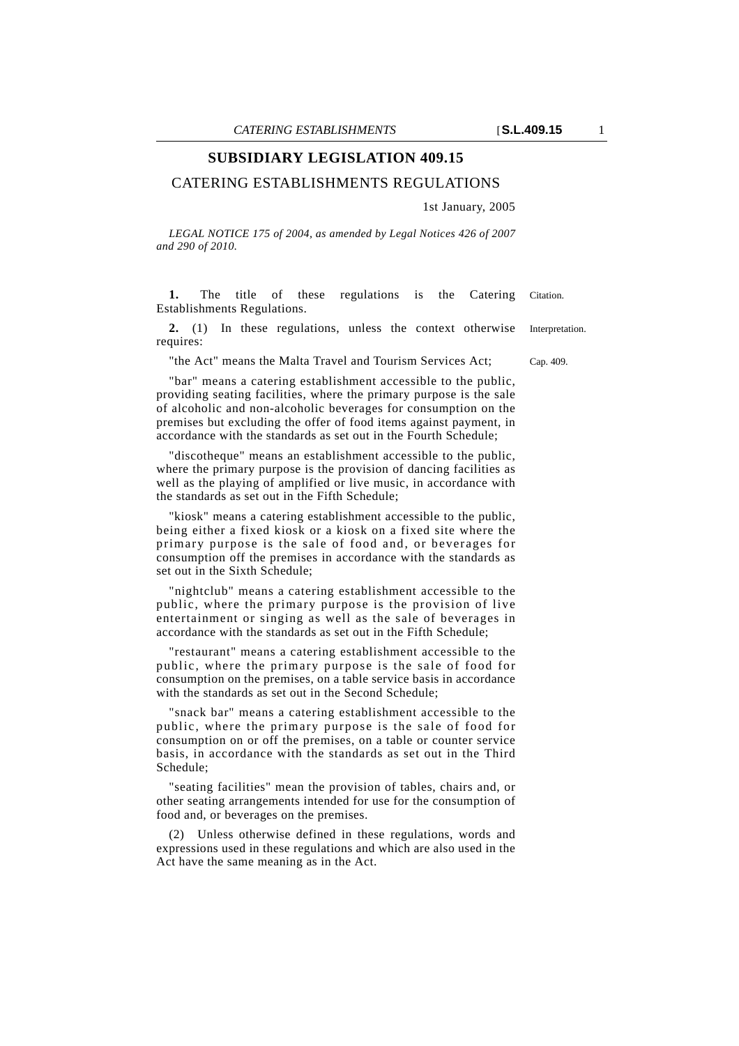# SUBSIDIARY LEGISLATION 409.15

## CATERING ESTABLISHMENTS REGULATIONS

1st January, 2005

*LEGAL NOTICE 175 of 2004, as amended by Legal Notices 426 of 2007 and 290 of 2010.*

**1.** The title of these regulations is the Catering Establishments Regulations. *Citation.*

**2.** (1) In these regulations, unless the context otherwise requires: *Interpretation.*

"the Act" means the Malta Travel and Tourism Services Act; *Cap. 409.*

"bar" means a catering establishment accessible to the public, providing seating facilities, where the primary purpose is the sale of alcoholic and non-alcoholic beverages for consumption on the premises but excluding the offer of food items against payment, in accordance with the standards as set out in the Fourth Schedule;

"discotheque" means an establishment accessible to the public, where the primary purpose is the provision of dancing facilities as well as the playing of amplified or live music, in accordance with the standards as set out in the Fifth Schedule;

"kiosk" means a catering establishment accessible to the public, being either a fixed kiosk or a kiosk on a fixed site where the primary purpose is the sale of food and, or beverages for consumption off the premises in accordance with the standards as set out in the Sixth Schedule;

"nightclub" means a catering establishment accessible to the public, where the primary purpose is the provision of live entertainment or singing as well as the sale of beverages in accordance with the standards as set out in the Fifth Schedule;

"restaurant" means a catering establishment accessible to the public, where the primary purpose is the sale of food for consumption on the premises, on a table service basis in accordance with the standards as set out in the Second Schedule;

"snack bar" means a catering establishment accessible to the public, where the primary purpose is the sale of food for consumption on or off the premises, on a table or counter service basis, in accordance with the standards as set out in the Third Schedule;

"seating facilities" mean the provision of tables, chairs and, or other seating arrangements intended for use for the consumption of food and, or beverages on the premises.

(2) Unless otherwise defined in these regulations, words and expressions used in these regulations and which are also used in the Act have the same meaning as in the Act.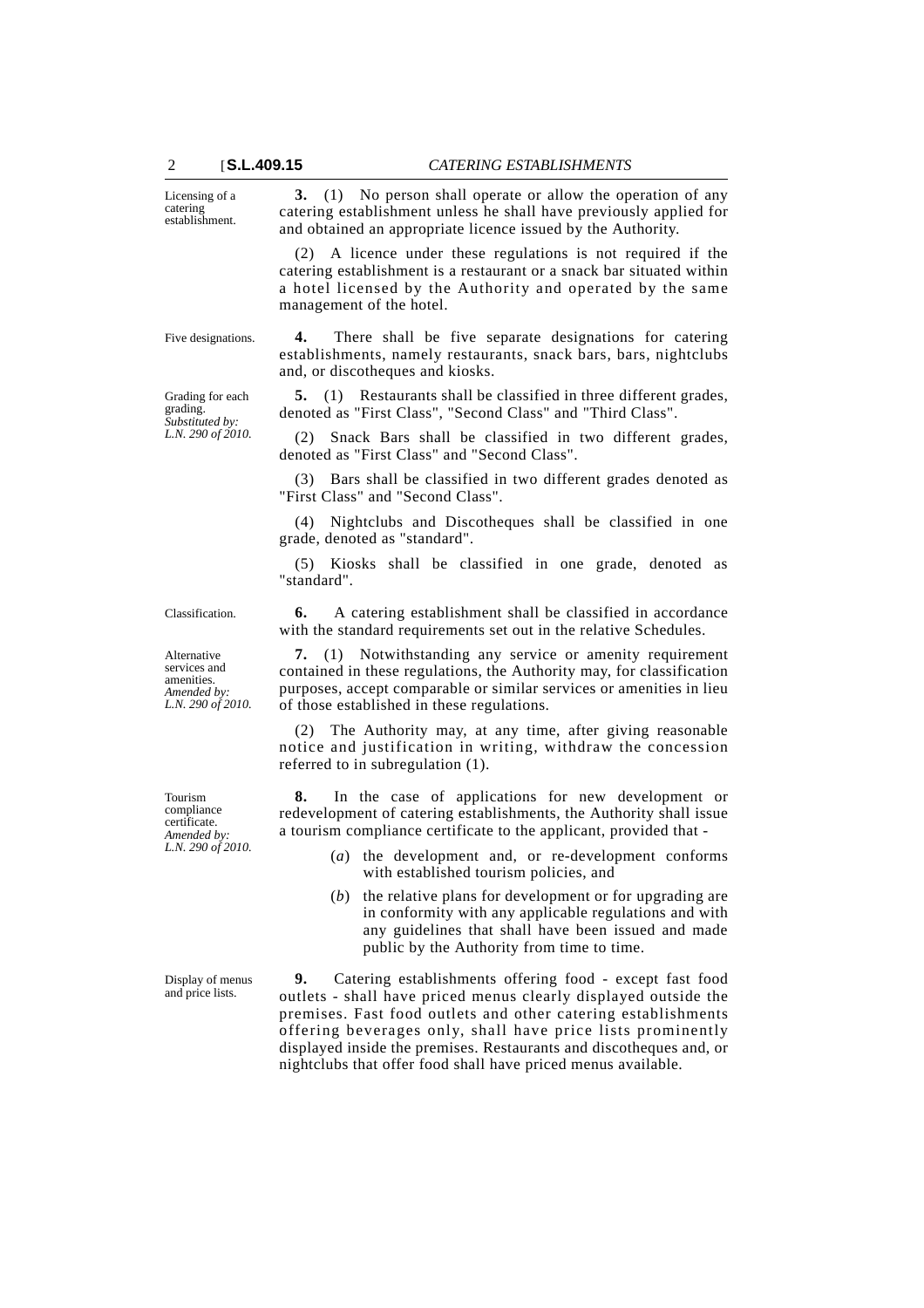Licensing of a catering establishment.

**3.** (1) No person shall operate or allow the operation of any catering establishment unless he shall have previously applied for and obtained an appropriate licence issued by the Authority.

(2) A licence under these regulations is not required if the catering establishment is a restaurant or a snack bar situated within a hotel licensed by the Authority and operated by the same management of the hotel.

Five designations.

**4.** There shall be five separate designations for catering establishments, namely restaurants, snack bars, bars, nightclubs and, or discotheques and kiosks.

Grading for each grading.
*Substituted by: L.N. 290 of 2010.*

**5.** (1) Restaurants shall be classified in three different grades, denoted as "First Class", "Second Class" and "Third Class".

(2) Snack Bars shall be classified in two different grades, denoted as "First Class" and "Second Class".

(3) Bars shall be classified in two different grades denoted as "First Class" and "Second Class".

(4) Nightclubs and Discotheques shall be classified in one grade, denoted as "standard".

(5) Kiosks shall be classified in one grade, denoted as "standard".

Classification.

**6.** A catering establishment shall be classified in accordance with the standard requirements set out in the relative Schedules.

Alternative services and amenities.
*Amended by: L.N. 290 of 2010.*

**7.** (1) Notwithstanding any service or amenity requirement contained in these regulations, the Authority may, for classification purposes, accept comparable or similar services or amenities in lieu of those established in these regulations.

(2) The Authority may, at any time, after giving reasonable notice and justification in writing, withdraw the concession referred to in subregulation (1).

Tourism compliance certificate.
*Amended by: L.N. 290 of 2010.*

**8.** In the case of applications for new development or redevelopment of catering establishments, the Authority shall issue a tourism compliance certificate to the applicant, provided that -

(*a*) the development and, or re-development conforms with established tourism policies, and

(*b*) the relative plans for development or for upgrading are in conformity with any applicable regulations and with any guidelines that shall have been issued and made public by the Authority from time to time.

Display of menus and price lists.

**9.** Catering establishments offering food - except fast food outlets - shall have priced menus clearly displayed outside the premises. Fast food outlets and other catering establishments offering beverages only, shall have price lists prominently displayed inside the premises. Restaurants and discotheques and, or nightclubs that offer food shall have priced menus available.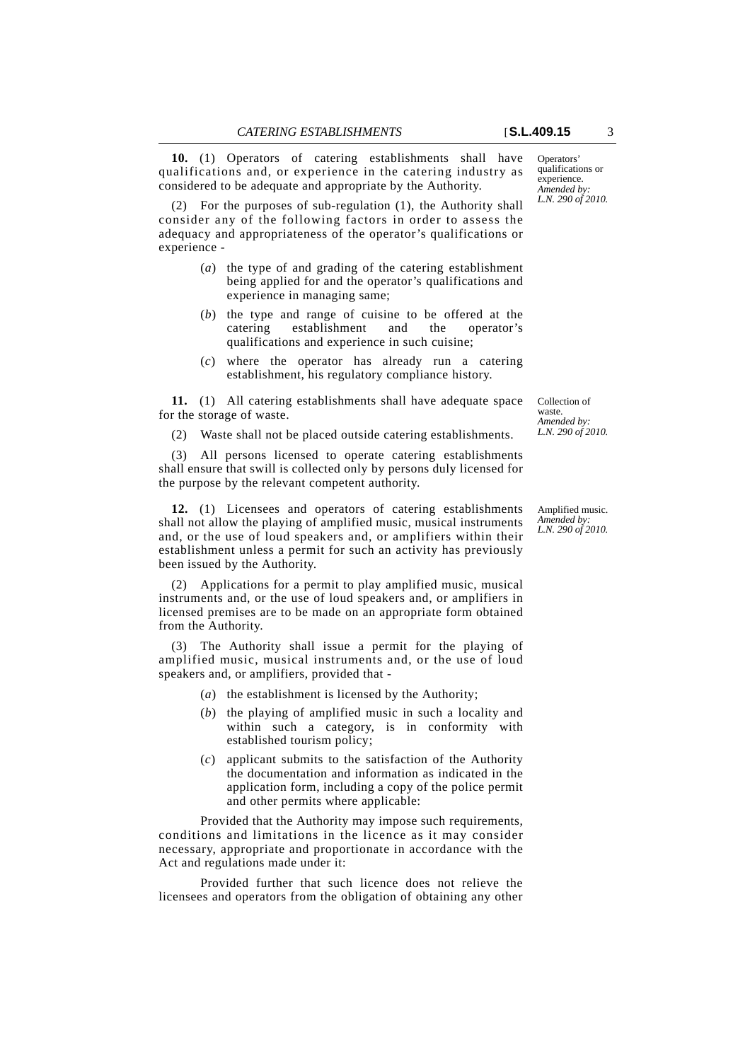**10.** (1) Operators of catering establishments shall have qualifications and, or experience in the catering industry as considered to be adequate and appropriate by the Authority.

Operators' qualifications or experience.
*Amended by: L.N. 290 of 2010.*

(2) For the purposes of sub-regulation (1), the Authority shall consider any of the following factors in order to assess the adequacy and appropriateness of the operator's qualifications or experience -

(*a*) the type of and grading of the catering establishment being applied for and the operator's qualifications and experience in managing same;

(*b*) the type and range of cuisine to be offered at the catering establishment and the operator's qualifications and experience in such cuisine;

(*c*) where the operator has already run a catering establishment, his regulatory compliance history.

**11.** (1) All catering establishments shall have adequate space for the storage of waste.

Collection of waste.
*Amended by: L.N. 290 of 2010.*

(2) Waste shall not be placed outside catering establishments.

(3) All persons licensed to operate catering establishments shall ensure that swill is collected only by persons duly licensed for the purpose by the relevant competent authority.

**12.** (1) Licensees and operators of catering establishments shall not allow the playing of amplified music, musical instruments and, or the use of loud speakers and, or amplifiers within their establishment unless a permit for such an activity has previously been issued by the Authority.

Amplified music.
*Amended by: L.N. 290 of 2010.*

(2) Applications for a permit to play amplified music, musical instruments and, or the use of loud speakers and, or amplifiers in licensed premises are to be made on an appropriate form obtained from the Authority.

(3) The Authority shall issue a permit for the playing of amplified music, musical instruments and, or the use of loud speakers and, or amplifiers, provided that -

(*a*) the establishment is licensed by the Authority;

(*b*) the playing of amplified music in such a locality and within such a category, is in conformity with established tourism policy;

(*c*) applicant submits to the satisfaction of the Authority the documentation and information as indicated in the application form, including a copy of the police permit and other permits where applicable:

Provided that the Authority may impose such requirements, conditions and limitations in the licence as it may consider necessary, appropriate and proportionate in accordance with the Act and regulations made under it:

Provided further that such licence does not relieve the licensees and operators from the obligation of obtaining any other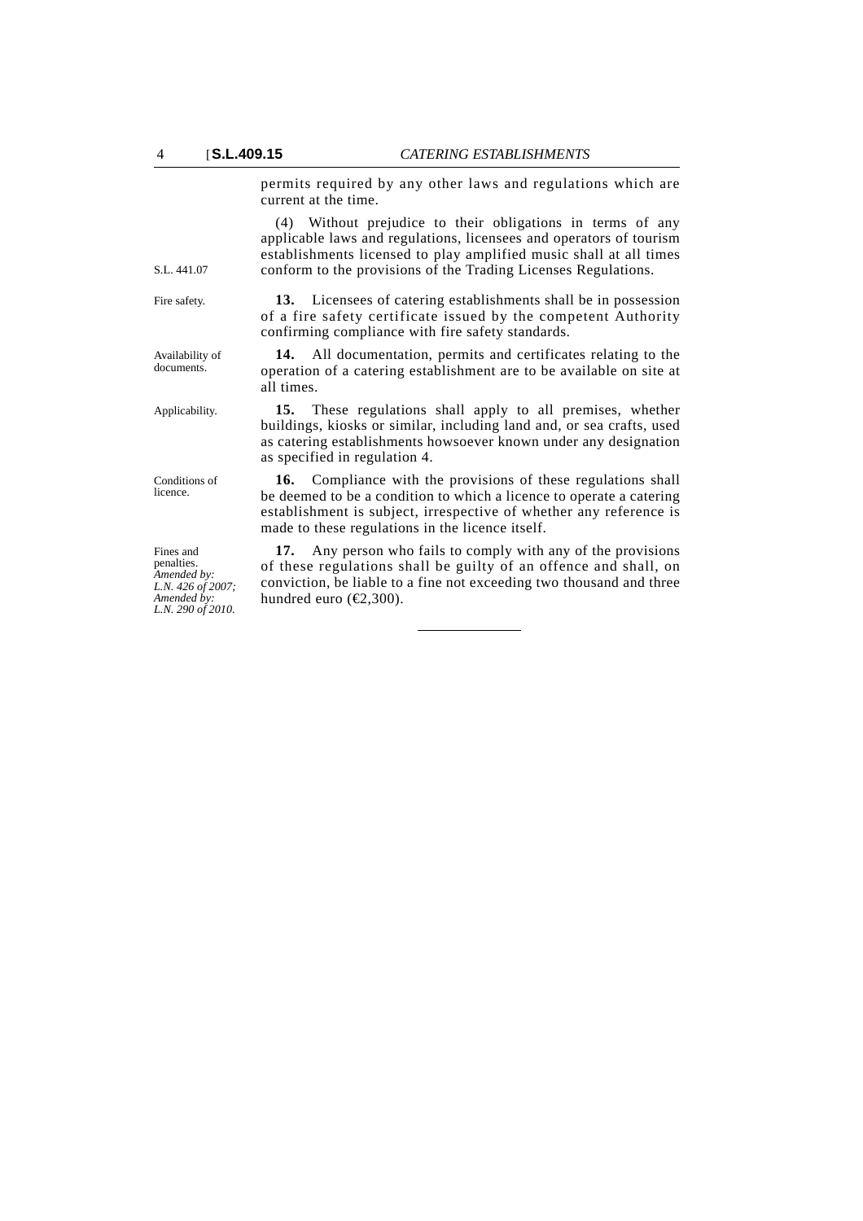permits required by any other laws and regulations which are current at the time.

(4) Without prejudice to their obligations in terms of any applicable laws and regulations, licensees and operators of tourism establishments licensed to play amplified music shall at all times conform to the provisions of the Trading Licenses Regulations.

S.L. 441.07

Fire safety.

**13.** Licensees of catering establishments shall be in possession of a fire safety certificate issued by the competent Authority confirming compliance with fire safety standards.

Availability of documents.

**14.** All documentation, permits and certificates relating to the operation of a catering establishment are to be available on site at all times.

Applicability.

**15.** These regulations shall apply to all premises, whether buildings, kiosks or similar, including land and, or sea crafts, used as catering establishments howsoever known under any designation as specified in regulation 4.

Conditions of licence.

**16.** Compliance with the provisions of these regulations shall be deemed to be a condition to which a licence to operate a catering establishment is subject, irrespective of whether any reference is made to these regulations in the licence itself.

Fines and penalties.
*Amended by: L.N. 426 of 2007; Amended by: L.N. 290 of 2010.*

**17.** Any person who fails to comply with any of the provisions of these regulations shall be guilty of an offence and shall, on conviction, be liable to a fine not exceeding two thousand and three hundred euro (€2,300).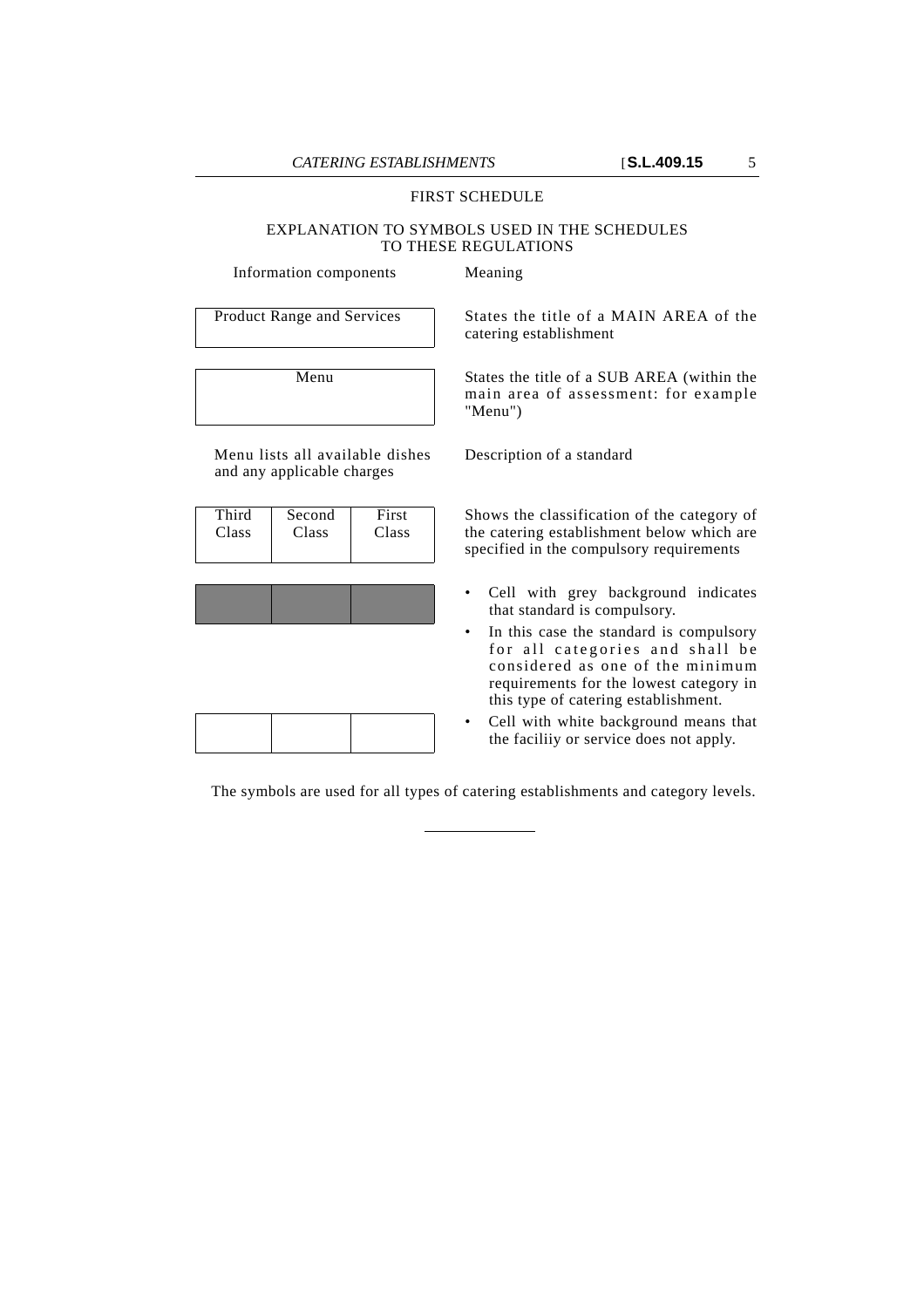FIRST SCHEDULE

EXPLANATION TO SYMBOLS USED IN THE SCHEDULES TO THESE REGULATIONS

| Information components | Meaning |
|---|---|
| Product Range and Services | States the title of a MAIN AREA of the catering establishment |
| Menu | States the title of a SUB AREA (within the main area of assessment: for example "Menu") |
| Menu lists all available dishes and any applicable charges | Description of a standard |
| Third Class / Second Class / First Class | Shows the classification of the category of the catering establishment below which are specified in the compulsory requirements |
| (three grey cells) | • Cell with grey background indicates that standard is compulsory.<br>• In this case the standard is compulsory for all categories and shall be considered as one of the minimum requirements for the lowest category in this type of catering establishment. |
| (three white cells) | • Cell with white background means that the faciliiy or service does not apply. |

The symbols are used for all types of catering establishments and category levels.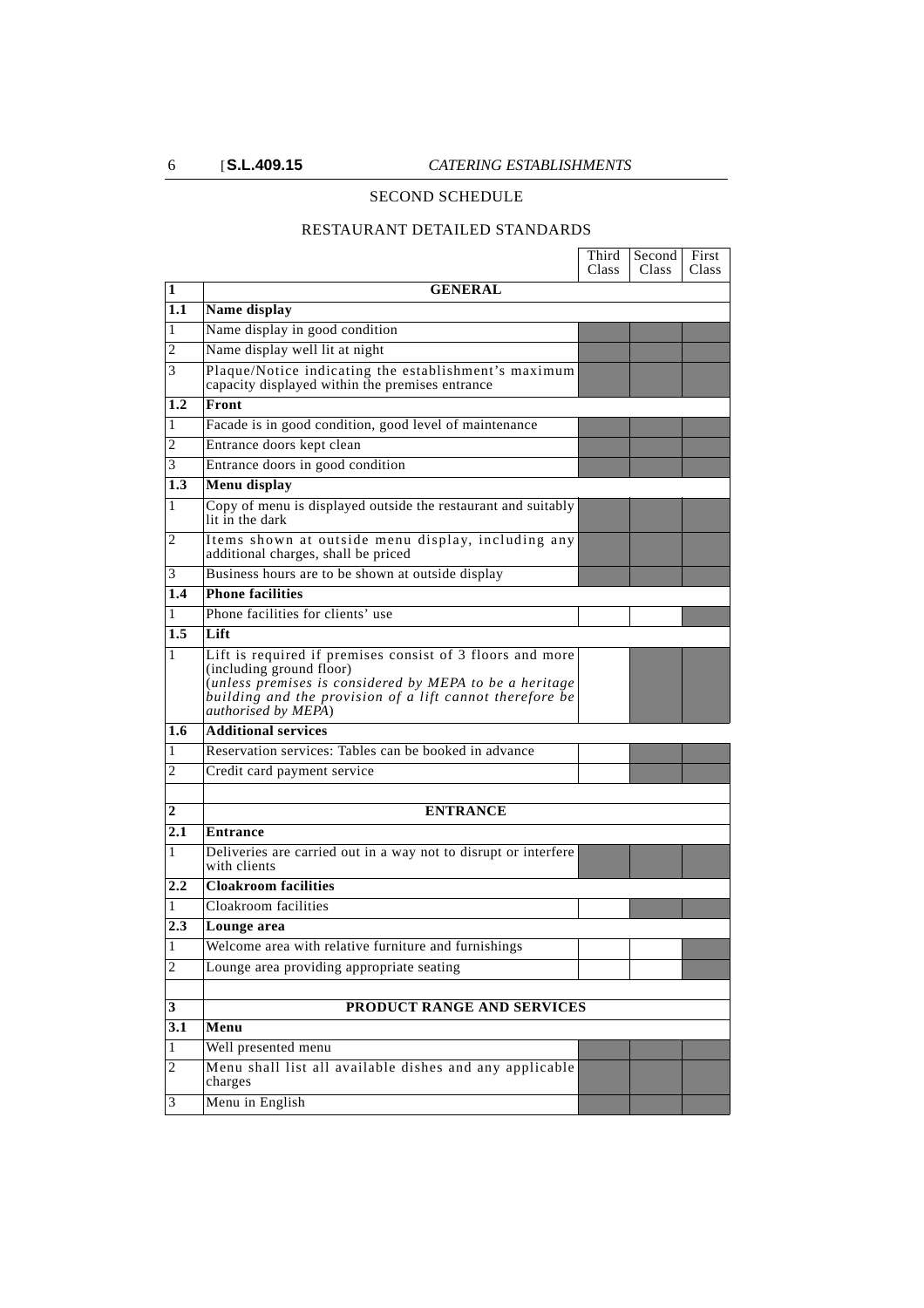## SECOND SCHEDULE

### RESTAURANT DETAILED STANDARDS

(■ = shaded cell in the original table)

| | | Third Class | Second Class | First Class |
|---|---|---|---|---|
| **1** | **GENERAL** | | | |
| **1.1** | **Name display** | | | |
| 1 | Name display in good condition | ■ | ■ | ■ |
| 2 | Name display well lit at night | ■ | ■ | ■ |
| 3 | Plaque/Notice indicating the establishment's maximum capacity displayed within the premises entrance | ■ | ■ | ■ |
| **1.2** | **Front** | | | |
| 1 | Facade is in good condition, good level of maintenance | ■ | ■ | ■ |
| 2 | Entrance doors kept clean | ■ | ■ | ■ |
| 3 | Entrance doors in good condition | ■ | ■ | ■ |
| **1.3** | **Menu display** | | | |
| 1 | Copy of menu is displayed outside the restaurant and suitably lit in the dark | ■ | ■ | ■ |
| 2 | Items shown at outside menu display, including any additional charges, shall be priced | ■ | ■ | ■ |
| 3 | Business hours are to be shown at outside display | ■ | ■ | ■ |
| **1.4** | **Phone facilities** | | | |
| 1 | Phone facilities for clients' use | | | ■ |
| **1.5** | **Lift** | | | |
| 1 | Lift is required if premises consist of 3 floors and more (including ground floor) (*unless premises is considered by MEPA to be a heritage building and the provision of a lift cannot therefore be authorised by MEPA*) | | ■ | ■ |
| **1.6** | **Additional services** | | | |
| 1 | Reservation services: Tables can be booked in advance | | ■ | ■ |
| 2 | Credit card payment service | | ■ | ■ |
| | | | | |
| **2** | **ENTRANCE** | | | |
| **2.1** | **Entrance** | | | |
| 1 | Deliveries are carried out in a way not to disrupt or interfere with clients | ■ | ■ | ■ |
| **2.2** | **Cloakroom facilities** | | | |
| 1 | Cloakroom facilities | | ■ | ■ |
| **2.3** | **Lounge area** | | | |
| 1 | Welcome area with relative furniture and furnishings | | | ■ |
| 2 | Lounge area providing appropriate seating | | | ■ |
| | | | | |
| **3** | **PRODUCT RANGE AND SERVICES** | | | |
| **3.1** | **Menu** | | | |
| 1 | Well presented menu | ■ | ■ | ■ |
| 2 | Menu shall list all available dishes and any applicable charges | ■ | ■ | ■ |
| 3 | Menu in English | ■ | ■ | ■ |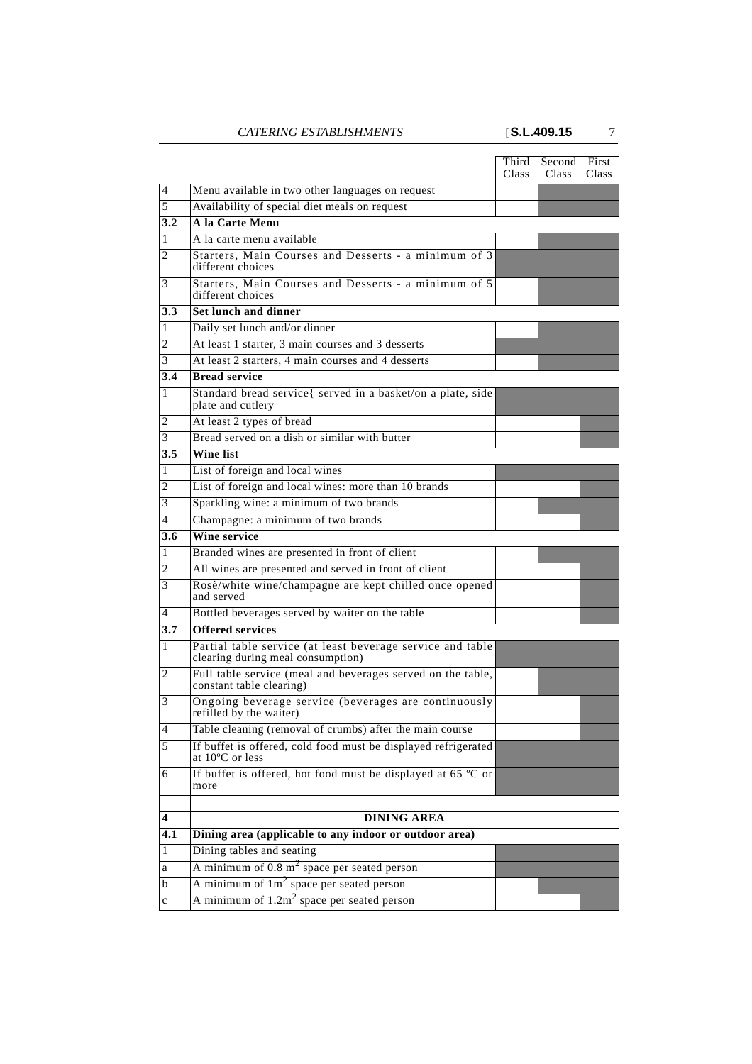| | | Third Class | Second Class | First Class |
|---|---|---|---|---|
| 4 | Menu available in two other languages on request | | ■ | ■ |
| 5 | Availability of special diet meals on request | | ■ | ■ |
| **3.2** | **A la Carte Menu** | | | |
| 1 | A la carte menu available | | ■ | ■ |
| 2 | Starters, Main Courses and Desserts - a minimum of 3 different choices | ■ | ■ | ■ |
| 3 | Starters, Main Courses and Desserts - a minimum of 5 different choices | | ■ | ■ |
| **3.3** | **Set lunch and dinner** | | | |
| 1 | Daily set lunch and/or dinner | | ■ | ■ |
| 2 | At least 1 starter, 3 main courses and 3 desserts | ■ | ■ | ■ |
| 3 | At least 2 starters, 4 main courses and 4 desserts | | ■ | ■ |
| **3.4** | **Bread service** | | | |
| 1 | Standard bread service{ served in a basket/on a plate, side plate and cutlery | ■ | ■ | ■ |
| 2 | At least 2 types of bread | | | ■ |
| 3 | Bread served on a dish or similar with butter | | | ■ |
| **3.5** | **Wine list** | | | |
| 1 | List of foreign and local wines | ■ | ■ | ■ |
| 2 | List of foreign and local wines: more than 10 brands | | | ■ |
| 3 | Sparkling wine: a minimum of two brands | | ■ | ■ |
| 4 | Champagne: a minimum of two brands | | | ■ |
| **3.6** | **Wine service** | | | |
| 1 | Branded wines are presented in front of client | | ■ | ■ |
| 2 | All wines are presented and served in front of client | | | ■ |
| 3 | Rosè/white wine/champagne are kept chilled once opened and served | | | ■ |
| 4 | Bottled beverages served by waiter on the table | | | ■ |
| **3.7** | **Offered services** | | | |
| 1 | Partial table service (at least beverage service and table clearing during meal consumption) | ■ | ■ | ■ |
| 2 | Full table service (meal and beverages served on the table, constant table clearing) | | ■ | ■ |
| 3 | Ongoing beverage service (beverages are continuously refilled by the waiter) | | | ■ |
| 4 | Table cleaning (removal of crumbs) after the main course | | | ■ |
| 5 | If buffet is offered, cold food must be displayed refrigerated at 10ºC or less | ■ | ■ | ■ |
| 6 | If buffet is offered, hot food must be displayed at 65 ºC or more | ■ | ■ | ■ |
| | | | | |
| **4** | **DINING AREA** | | | |
| **4.1** | **Dining area (applicable to any indoor or outdoor area)** | | | |
| 1 | Dining tables and seating | ■ | ■ | ■ |
| a | A minimum of 0.8 $m^2$ space per seated person | ■ | ■ | ■ |
| b | A minimum of $1m^2$ space per seated person | | ■ | ■ |
| c | A minimum of $1.2m^2$ space per seated person | | | ■ |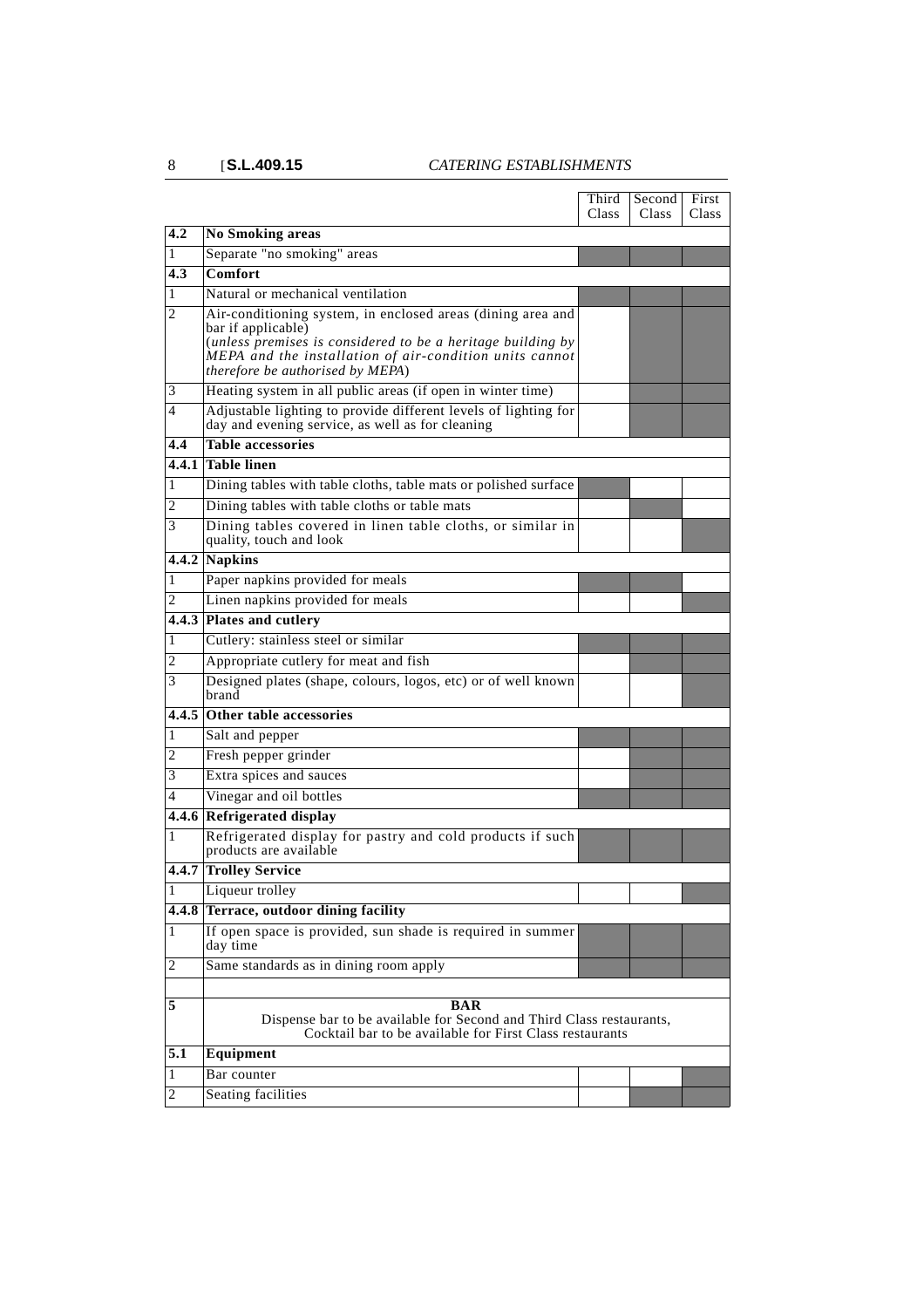| | | Third Class | Second Class | First Class |
|---|---|---|---|---|
| **4.2** | **No Smoking areas** | | | |
| 1 | Separate "no smoking" areas | ■ | ■ | ■ |
| **4.3** | **Comfort** | | | |
| 1 | Natural or mechanical ventilation | ■ | ■ | ■ |
| 2 | Air-conditioning system, in enclosed areas (dining area and bar if applicable) (*unless premises is considered to be a heritage building by MEPA and the installation of air-condition units cannot therefore be authorised by MEPA*) | | ■ | ■ |
| 3 | Heating system in all public areas (if open in winter time) | | ■ | ■ |
| 4 | Adjustable lighting to provide different levels of lighting for day and evening service, as well as for cleaning | | ■ | ■ |
| **4.4** | **Table accessories** | | | |
| **4.4.1** | **Table linen** | | | |
| 1 | Dining tables with table cloths, table mats or polished surface | ■ | | |
| 2 | Dining tables with table cloths or table mats | | ■ | |
| 3 | Dining tables covered in linen table cloths, or similar in quality, touch and look | | | ■ |
| **4.4.2** | **Napkins** | | | |
| 1 | Paper napkins provided for meals | ■ | ■ | |
| 2 | Linen napkins provided for meals | | | ■ |
| **4.4.3** | **Plates and cutlery** | | | |
| 1 | Cutlery: stainless steel or similar | ■ | ■ | ■ |
| 2 | Appropriate cutlery for meat and fish | | ■ | ■ |
| 3 | Designed plates (shape, colours, logos, etc) or of well known brand | | | ■ |
| **4.4.5** | **Other table accessories** | | | |
| 1 | Salt and pepper | ■ | ■ | ■ |
| 2 | Fresh pepper grinder | | ■ | ■ |
| 3 | Extra spices and sauces | | ■ | ■ |
| 4 | Vinegar and oil bottles | ■ | ■ | ■ |
| **4.4.6** | **Refrigerated display** | | | |
| 1 | Refrigerated display for pastry and cold products if such products are available | ■ | ■ | ■ |
| **4.4.7** | **Trolley Service** | | | |
| 1 | Liqueur trolley | | | ■ |
| **4.4.8** | **Terrace, outdoor dining facility** | | | |
| 1 | If open space is provided, sun shade is required in summer day time | ■ | ■ | ■ |
| 2 | Same standards as in dining room apply | ■ | ■ | ■ |
| | | | | |
| **5** | **BAR** Dispense bar to be available for Second and Third Class restaurants, Cocktail bar to be available for First Class restaurants | | | |
| **5.1** | **Equipment** | | | |
| 1 | Bar counter | | | ■ |
| 2 | Seating facilities | | ■ | ■ |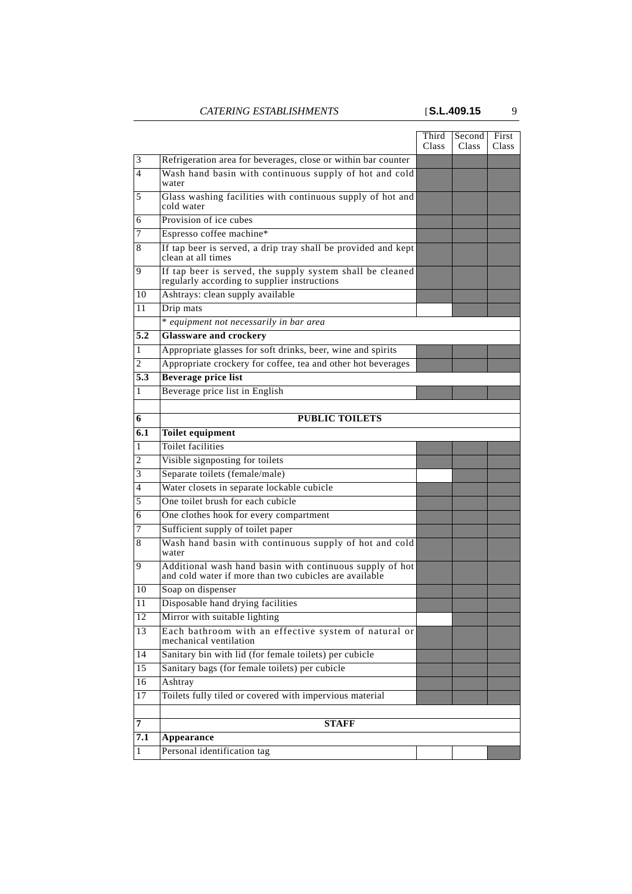| | | Third Class | Second Class | First Class |
|---|---|---|---|---|
| 3 | Refrigeration area for beverages, close or within bar counter | ■ | ■ | ■ |
| 4 | Wash hand basin with continuous supply of hot and cold water | ■ | ■ | ■ |
| 5 | Glass washing facilities with continuous supply of hot and cold water | ■ | ■ | ■ |
| 6 | Provision of ice cubes | ■ | ■ | ■ |
| 7 | Espresso coffee machine* | ■ | ■ | ■ |
| 8 | If tap beer is served, a drip tray shall be provided and kept clean at all times | ■ | ■ | ■ |
| 9 | If tap beer is served, the supply system shall be cleaned regularly according to supplier instructions | ■ | ■ | ■ |
| 10 | Ashtrays: clean supply available | ■ | ■ | ■ |
| 11 | Drip mats | | ■ | ■ |
| | *\* equipment not necessarily in bar area* | | | |
| **5.2** | **Glassware and crockery** | | | |
| 1 | Appropriate glasses for soft drinks, beer, wine and spirits | ■ | ■ | ■ |
| 2 | Appropriate crockery for coffee, tea and other hot beverages | ■ | ■ | ■ |
| **5.3** | **Beverage price list** | | | |
| 1 | Beverage price list in English | ■ | ■ | ■ |
| | | | | |
| **6** | **PUBLIC TOILETS** | | | |
| **6.1** | **Toilet equipment** | | | |
| 1 | Toilet facilities | ■ | ■ | ■ |
| 2 | Visible signposting for toilets | ■ | ■ | ■ |
| 3 | Separate toilets (female/male) | | ■ | ■ |
| 4 | Water closets in separate lockable cubicle | ■ | ■ | ■ |
| 5 | One toilet brush for each cubicle | ■ | ■ | ■ |
| 6 | One clothes hook for every compartment | ■ | ■ | ■ |
| 7 | Sufficient supply of toilet paper | ■ | ■ | ■ |
| 8 | Wash hand basin with continuous supply of hot and cold water | ■ | ■ | ■ |
| 9 | Additional wash hand basin with continuous supply of hot and cold water if more than two cubicles are available | ■ | ■ | ■ |
| 10 | Soap on dispenser | ■ | ■ | ■ |
| 11 | Disposable hand drying facilities | ■ | ■ | ■ |
| 12 | Mirror with suitable lighting | | ■ | ■ |
| 13 | Each bathroom with an effective system of natural or mechanical ventilation | ■ | ■ | ■ |
| 14 | Sanitary bin with lid (for female toilets) per cubicle | ■ | ■ | ■ |
| 15 | Sanitary bags (for female toilets) per cubicle | ■ | ■ | ■ |
| 16 | Ashtray | ■ | ■ | ■ |
| 17 | Toilets fully tiled or covered with impervious material | ■ | ■ | ■ |
| | | | | |
| **7** | **STAFF** | | | |
| **7.1** | **Appearance** | | | |
| 1 | Personal identification tag | | | ■ |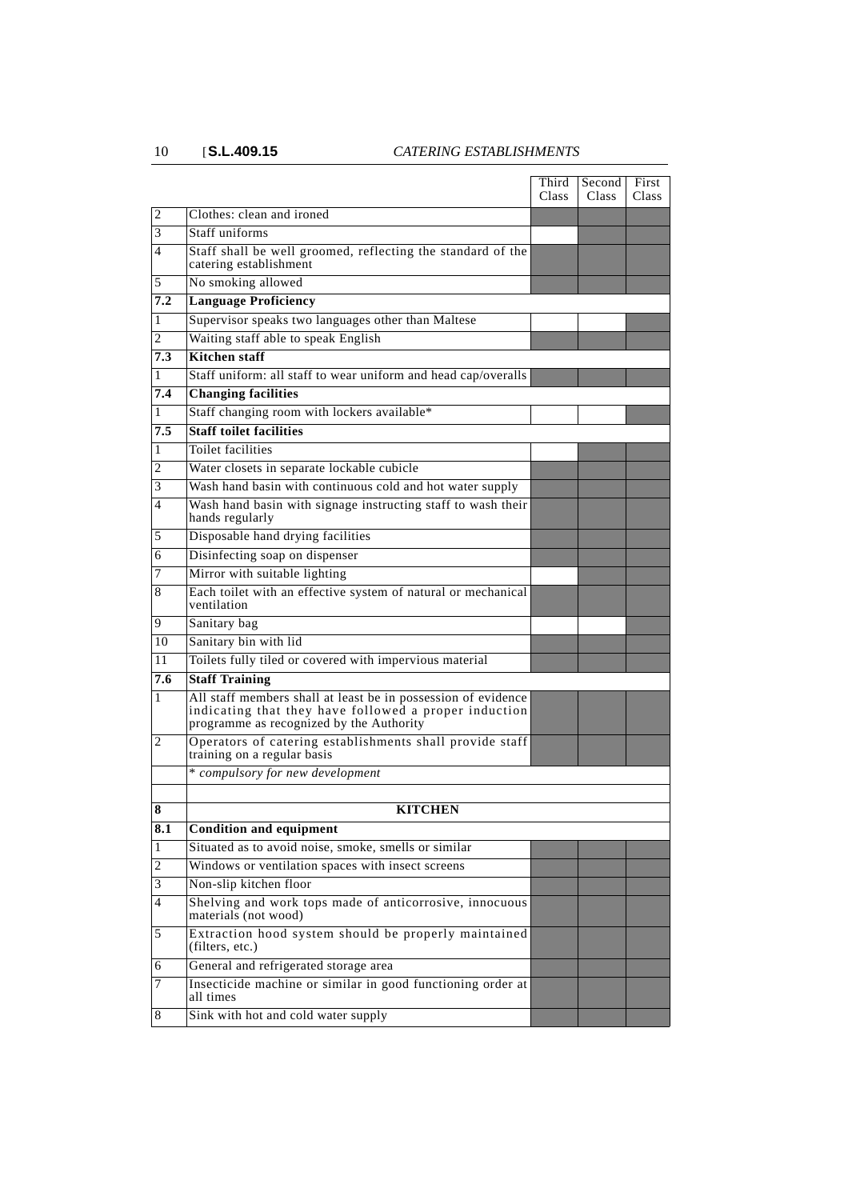| | | Third Class | Second Class | First Class |
|---|---|---|---|---|
| 2 | Clothes: clean and ironed | ■ | ■ | ■ |
| 3 | Staff uniforms | | ■ | ■ |
| 4 | Staff shall be well groomed, reflecting the standard of the catering establishment | ■ | ■ | ■ |
| 5 | No smoking allowed | ■ | ■ | ■ |
| **7.2** | **Language Proficiency** | | | |
| 1 | Supervisor speaks two languages other than Maltese | | | ■ |
| 2 | Waiting staff able to speak English | ■ | ■ | ■ |
| **7.3** | **Kitchen staff** | | | |
| 1 | Staff uniform: all staff to wear uniform and head cap/overalls | ■ | ■ | ■ |
| **7.4** | **Changing facilities** | | | |
| 1 | Staff changing room with lockers available* | | | ■ |
| **7.5** | **Staff toilet facilities** | | | |
| 1 | Toilet facilities | | ■ | ■ |
| 2 | Water closets in separate lockable cubicle | ■ | ■ | ■ |
| 3 | Wash hand basin with continuous cold and hot water supply | ■ | ■ | ■ |
| 4 | Wash hand basin with signage instructing staff to wash their hands regularly | ■ | ■ | ■ |
| 5 | Disposable hand drying facilities | ■ | ■ | ■ |
| 6 | Disinfecting soap on dispenser | ■ | ■ | ■ |
| 7 | Mirror with suitable lighting | | ■ | ■ |
| 8 | Each toilet with an effective system of natural or mechanical ventilation | ■ | ■ | ■ |
| 9 | Sanitary bag | | | ■ |
| 10 | Sanitary bin with lid | ■ | ■ | ■ |
| 11 | Toilets fully tiled or covered with impervious material | ■ | ■ | ■ |
| **7.6** | **Staff Training** | | | |
| 1 | All staff members shall at least be in possession of evidence indicating that they have followed a proper induction programme as recognized by the Authority | ■ | ■ | ■ |
| 2 | Operators of catering establishments shall provide staff training on a regular basis | ■ | ■ | ■ |
| | *\* compulsory for new development* | | | |
| | | | | |
| **8** | **KITCHEN** | | | |
| **8.1** | **Condition and equipment** | | | |
| 1 | Situated as to avoid noise, smoke, smells or similar | ■ | ■ | ■ |
| 2 | Windows or ventilation spaces with insect screens | ■ | ■ | ■ |
| 3 | Non-slip kitchen floor | ■ | ■ | ■ |
| 4 | Shelving and work tops made of anticorrosive, innocuous materials (not wood) | ■ | ■ | ■ |
| 5 | Extraction hood system should be properly maintained (filters, etc.) | ■ | ■ | ■ |
| 6 | General and refrigerated storage area | ■ | ■ | ■ |
| 7 | Insecticide machine or similar in good functioning order at all times | ■ | ■ | ■ |
| 8 | Sink with hot and cold water supply | ■ | ■ | ■ |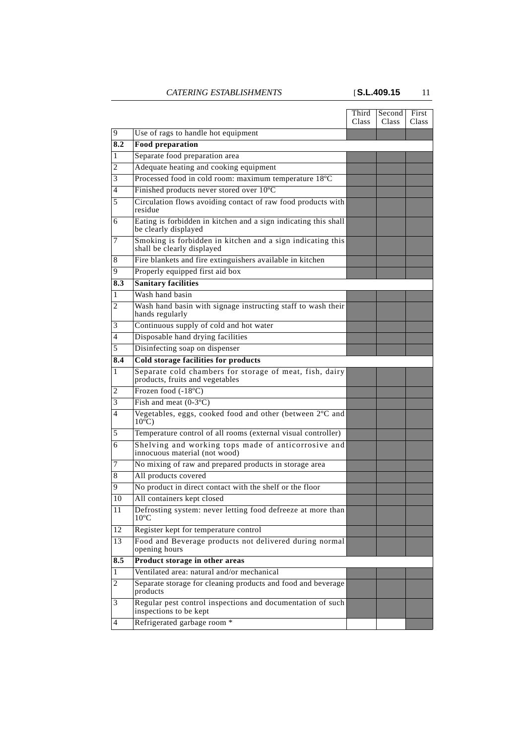| | | Third Class | Second Class | First Class |
|---|---|---|---|---|
| 9 | Use of rags to handle hot equipment | ■ | ■ | ■ |
| **8.2** | **Food preparation** | | | |
| 1 | Separate food preparation area | ■ | ■ | ■ |
| 2 | Adequate heating and cooking equipment | ■ | ■ | ■ |
| 3 | Processed food in cold room: maximum temperature 18ºC | ■ | ■ | ■ |
| 4 | Finished products never stored over 10ºC | ■ | ■ | ■ |
| 5 | Circulation flows avoiding contact of raw food products with residue | ■ | ■ | ■ |
| 6 | Eating is forbidden in kitchen and a sign indicating this shall be clearly displayed | ■ | ■ | ■ |
| 7 | Smoking is forbidden in kitchen and a sign indicating this shall be clearly displayed | ■ | ■ | ■ |
| 8 | Fire blankets and fire extinguishers available in kitchen | ■ | ■ | ■ |
| 9 | Properly equipped first aid box | ■ | ■ | ■ |
| **8.3** | **Sanitary facilities** | | | |
| 1 | Wash hand basin | ■ | ■ | ■ |
| 2 | Wash hand basin with signage instructing staff to wash their hands regularly | ■ | ■ | ■ |
| 3 | Continuous supply of cold and hot water | ■ | ■ | ■ |
| 4 | Disposable hand drying facilities | ■ | ■ | ■ |
| 5 | Disinfecting soap on dispenser | ■ | ■ | ■ |
| **8.4** | **Cold storage facilities for products** | | | |
| 1 | Separate cold chambers for storage of meat, fish, dairy products, fruits and vegetables | ■ | ■ | ■ |
| 2 | Frozen food (-18ºC) | ■ | ■ | ■ |
| 3 | Fish and meat (0-3ºC) | ■ | ■ | ■ |
| 4 | Vegetables, eggs, cooked food and other (between 2ºC and 10ºC) | ■ | ■ | ■ |
| 5 | Temperature control of all rooms (external visual controller) | ■ | ■ | ■ |
| 6 | Shelving and working tops made of anticorrosive and innocuous material (not wood) | ■ | ■ | ■ |
| 7 | No mixing of raw and prepared products in storage area | ■ | ■ | ■ |
| 8 | All products covered | ■ | ■ | ■ |
| 9 | No product in direct contact with the shelf or the floor | ■ | ■ | ■ |
| 10 | All containers kept closed | ■ | ■ | ■ |
| 11 | Defrosting system: never letting food defreeze at more than 10ºC | ■ | ■ | ■ |
| 12 | Register kept for temperature control | ■ | ■ | ■ |
| 13 | Food and Beverage products not delivered during normal opening hours | ■ | ■ | ■ |
| **8.5** | **Product storage in other areas** | | | |
| 1 | Ventilated area: natural and/or mechanical | ■ | ■ | ■ |
| 2 | Separate storage for cleaning products and food and beverage products | ■ | ■ | ■ |
| 3 | Regular pest control inspections and documentation of such inspections to be kept | ■ | ■ | ■ |
| 4 | Refrigerated garbage room * | | | ■ |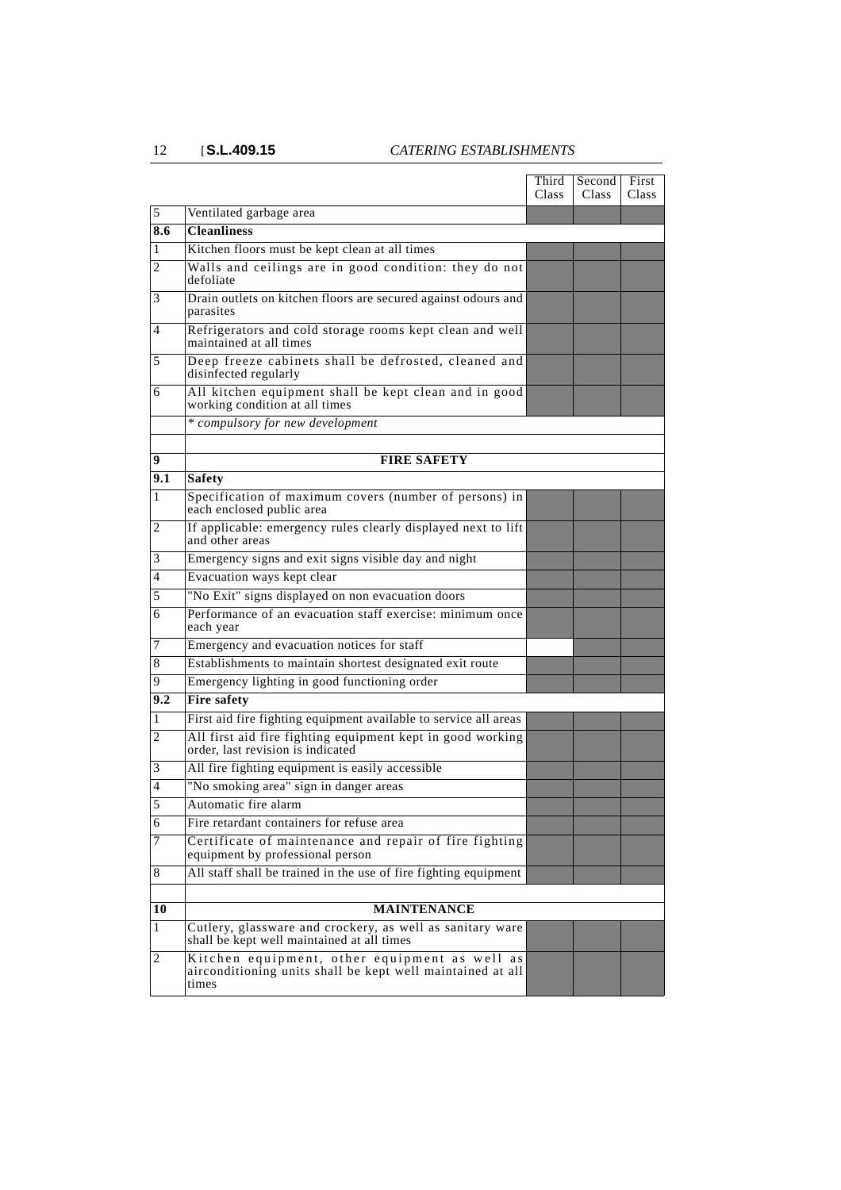| | | Third Class | Second Class | First Class |
|---|---|---|---|---|
| 5 | Ventilated garbage area | ■ | ■ | ■ |
| **8.6** | **Cleanliness** | | | |
| 1 | Kitchen floors must be kept clean at all times | ■ | ■ | ■ |
| 2 | Walls and ceilings are in good condition: they do not defoliate | ■ | ■ | ■ |
| 3 | Drain outlets on kitchen floors are secured against odours and parasites | ■ | ■ | ■ |
| 4 | Refrigerators and cold storage rooms kept clean and well maintained at all times | ■ | ■ | ■ |
| 5 | Deep freeze cabinets shall be defrosted, cleaned and disinfected regularly | ■ | ■ | ■ |
| 6 | All kitchen equipment shall be kept clean and in good working condition at all times | ■ | ■ | ■ |
| | *\* compulsory for new development* | | | |
| | | | | |
| **9** | **FIRE SAFETY** | | | |
| **9.1** | **Safety** | | | |
| 1 | Specification of maximum covers (number of persons) in each enclosed public area | ■ | ■ | ■ |
| 2 | If applicable: emergency rules clearly displayed next to lift and other areas | ■ | ■ | ■ |
| 3 | Emergency signs and exit signs visible day and night | ■ | ■ | ■ |
| 4 | Evacuation ways kept clear | ■ | ■ | ■ |
| 5 | "No Exit" signs displayed on non evacuation doors | ■ | ■ | ■ |
| 6 | Performance of an evacuation staff exercise: minimum once each year | ■ | ■ | ■ |
| 7 | Emergency and evacuation notices for staff | | ■ | ■ |
| 8 | Establishments to maintain shortest designated exit route | ■ | ■ | ■ |
| 9 | Emergency lighting in good functioning order | ■ | ■ | ■ |
| **9.2** | **Fire safety** | | | |
| 1 | First aid fire fighting equipment available to service all areas | ■ | ■ | ■ |
| 2 | All first aid fire fighting equipment kept in good working order, last revision is indicated | ■ | ■ | ■ |
| 3 | All fire fighting equipment is easily accessible | ■ | ■ | ■ |
| 4 | "No smoking area" sign in danger areas | ■ | ■ | ■ |
| 5 | Automatic fire alarm | ■ | ■ | ■ |
| 6 | Fire retardant containers for refuse area | ■ | ■ | ■ |
| 7 | Certificate of maintenance and repair of fire fighting equipment by professional person | ■ | ■ | ■ |
| 8 | All staff shall be trained in the use of fire fighting equipment | ■ | ■ | ■ |
| | | | | |
| **10** | **MAINTENANCE** | | | |
| 1 | Cutlery, glassware and crockery, as well as sanitary ware shall be kept well maintained at all times | ■ | ■ | ■ |
| 2 | Kitchen equipment, other equipment as well as airconditioning units shall be kept well maintained at all times | ■ | ■ | ■ |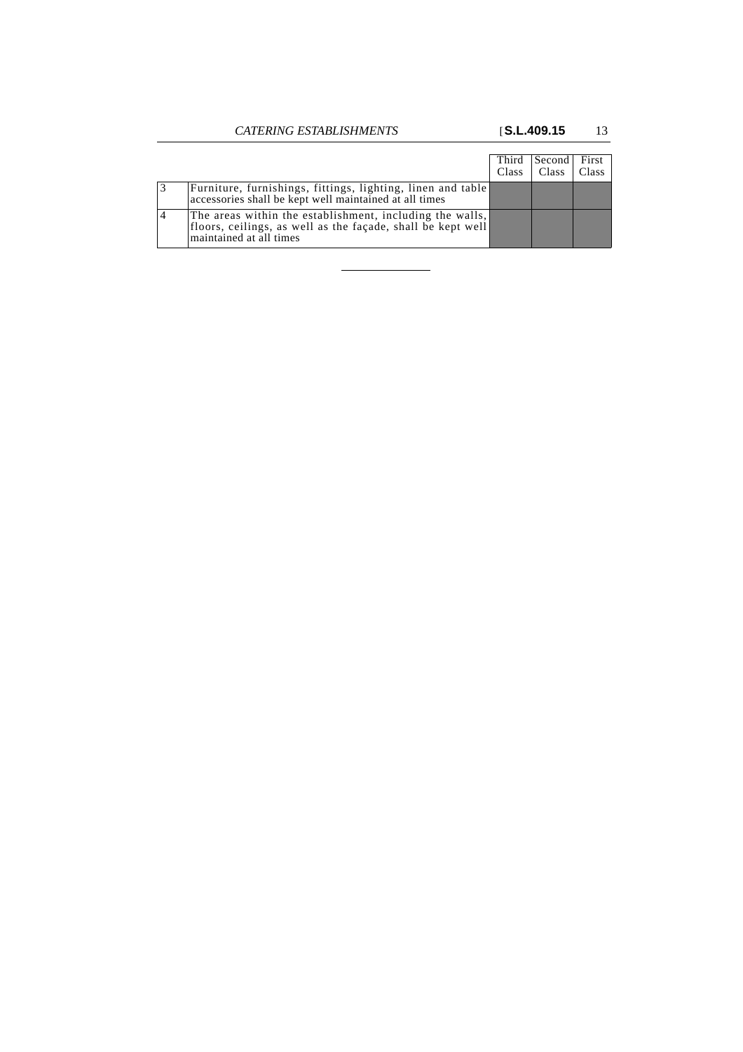| | | Third Class | Second Class | First Class |
|---|---|---|---|---|
| 3 | Furniture, furnishings, fittings, lighting, linen and table accessories shall be kept well maintained at all times | | | |
| 4 | The areas within the establishment, including the walls, floors, ceilings, as well as the façade, shall be kept well maintained at all times | | | |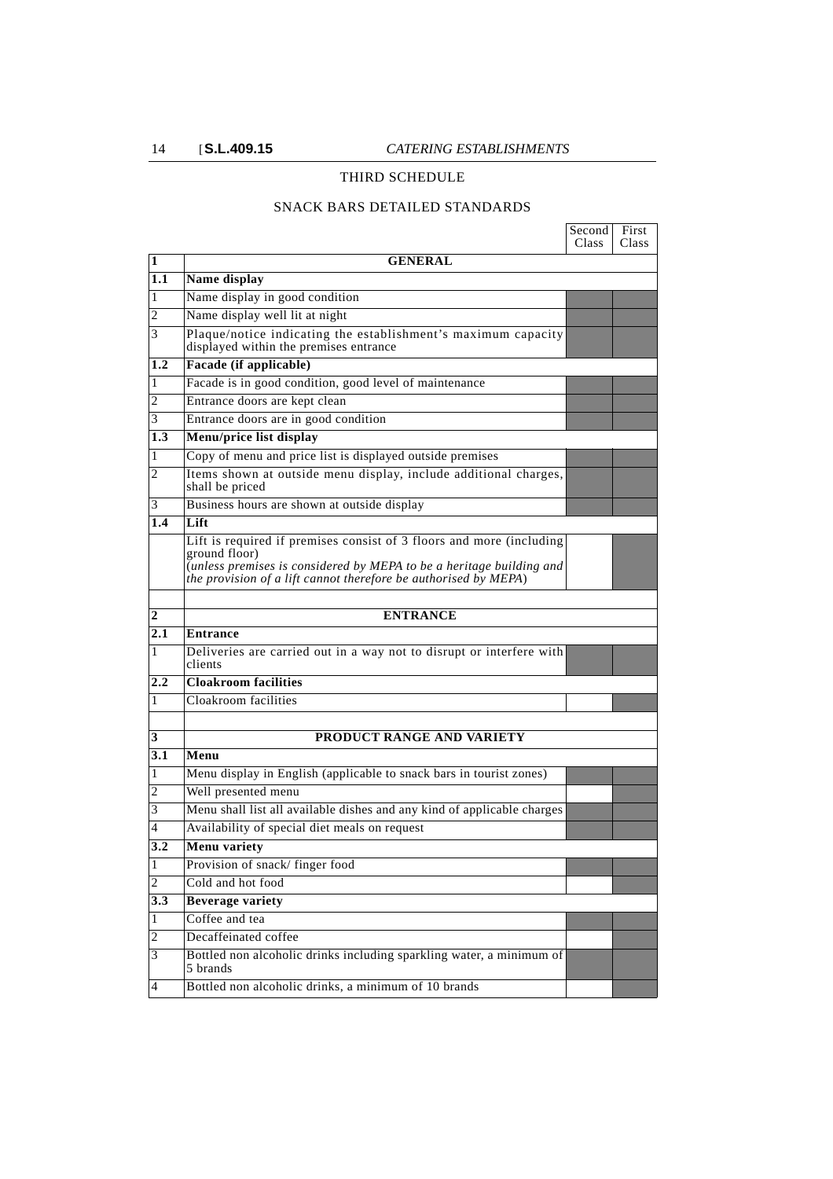# THIRD SCHEDULE

## SNACK BARS DETAILED STANDARDS

| | | Second Class | First Class |
|---|---|---|---|
| **1** | **GENERAL** | | |
| **1.1** | **Name display** | | |
| 1 | Name display in good condition | ■ | ■ |
| 2 | Name display well lit at night | ■ | ■ |
| 3 | Plaque/notice indicating the establishment's maximum capacity displayed within the premises entrance | ■ | ■ |
| **1.2** | **Facade (if applicable)** | | |
| 1 | Facade is in good condition, good level of maintenance | ■ | ■ |
| 2 | Entrance doors are kept clean | ■ | ■ |
| 3 | Entrance doors are in good condition | ■ | ■ |
| **1.3** | **Menu/price list display** | | |
| 1 | Copy of menu and price list is displayed outside premises | ■ | ■ |
| 2 | Items shown at outside menu display, include additional charges, shall be priced | ■ | ■ |
| 3 | Business hours are shown at outside display | ■ | ■ |
| **1.4** | **Lift** | | |
| | Lift is required if premises consist of 3 floors and more (including ground floor) (*unless premises is considered by MEPA to be a heritage building and the provision of a lift cannot therefore be authorised by MEPA*) | | ■ |
| | | | |
| **2** | **ENTRANCE** | | |
| **2.1** | **Entrance** | | |
| 1 | Deliveries are carried out in a way not to disrupt or interfere with clients | ■ | ■ |
| **2.2** | **Cloakroom facilities** | | |
| 1 | Cloakroom facilities | | ■ |
| | | | |
| **3** | **PRODUCT RANGE AND VARIETY** | | |
| **3.1** | **Menu** | | |
| 1 | Menu display in English (applicable to snack bars in tourist zones) | ■ | ■ |
| 2 | Well presented menu | | ■ |
| 3 | Menu shall list all available dishes and any kind of applicable charges | ■ | ■ |
| 4 | Availability of special diet meals on request | ■ | ■ |
| **3.2** | **Menu variety** | | |
| 1 | Provision of snack/ finger food | ■ | ■ |
| 2 | Cold and hot food | | ■ |
| **3.3** | **Beverage variety** | | |
| 1 | Coffee and tea | ■ | ■ |
| 2 | Decaffeinated coffee | | ■ |
| 3 | Bottled non alcoholic drinks including sparkling water, a minimum of 5 brands | ■ | ■ |
| 4 | Bottled non alcoholic drinks, a minimum of 10 brands | | ■ |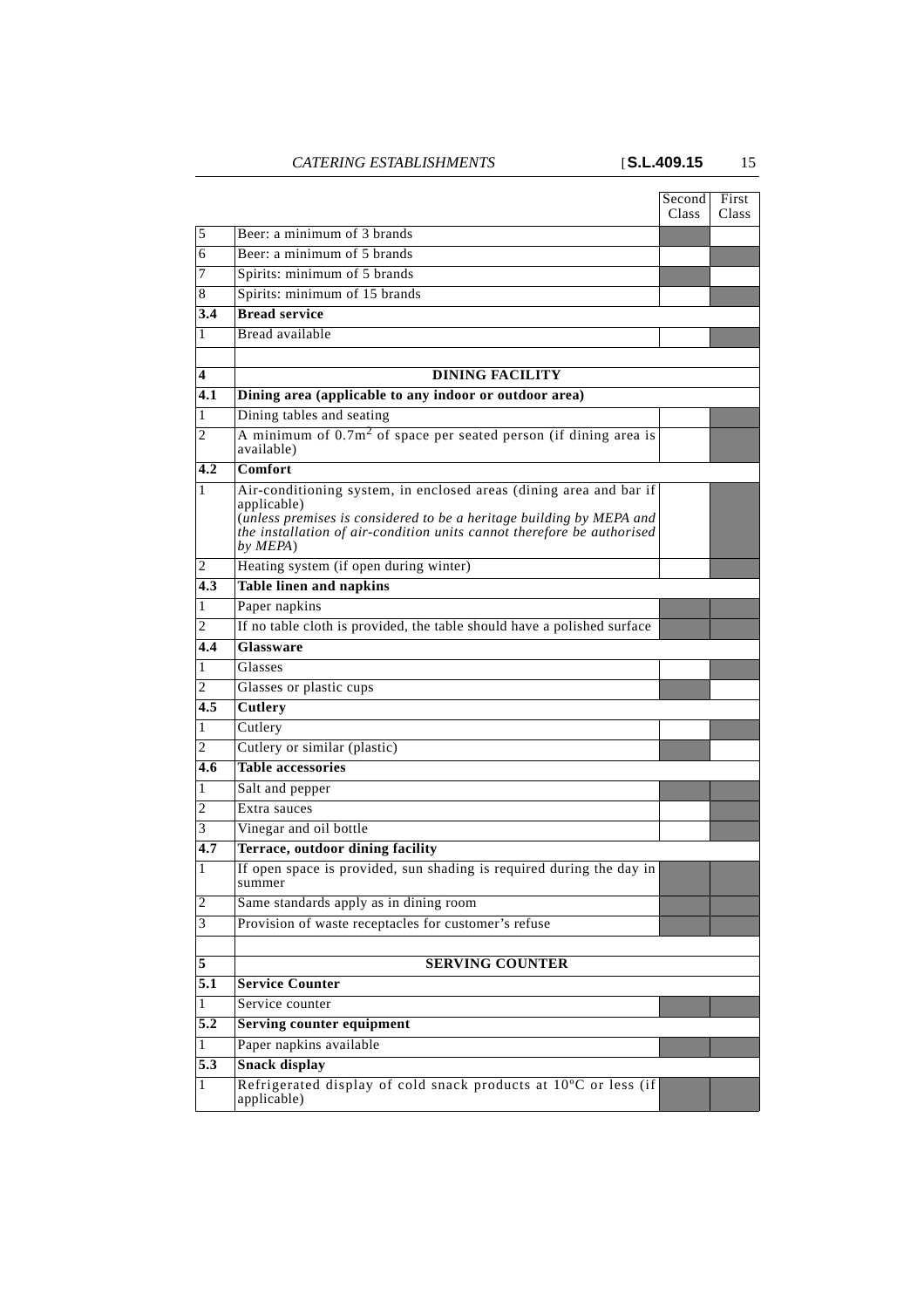| | | Second Class | First Class |
|---|---|---|---|
| 5 | Beer: a minimum of 3 brands | ■ | |
| 6 | Beer: a minimum of 5 brands | | ■ |
| 7 | Spirits: minimum of 5 brands | ■ | |
| 8 | Spirits: minimum of 15 brands | | ■ |
| **3.4** | **Bread service** | | |
| 1 | Bread available | | ■ |
| | | | |
| **4** | **DINING FACILITY** | | |
| **4.1** | **Dining area (applicable to any indoor or outdoor area)** | | |
| 1 | Dining tables and seating | | ■ |
| 2 | A minimum of $0.7m^2$ of space per seated person (if dining area is available) | | ■ |
| **4.2** | **Comfort** | | |
| 1 | Air-conditioning system, in enclosed areas (dining area and bar if applicable) (*unless premises is considered to be a heritage building by MEPA and the installation of air-condition units cannot therefore be authorised by MEPA*) | | ■ |
| 2 | Heating system (if open during winter) | | ■ |
| **4.3** | **Table linen and napkins** | | |
| 1 | Paper napkins | ■ | ■ |
| 2 | If no table cloth is provided, the table should have a polished surface | ■ | ■ |
| **4.4** | **Glassware** | | |
| 1 | Glasses | | ■ |
| 2 | Glasses or plastic cups | ■ | |
| **4.5** | **Cutlery** | | |
| 1 | Cutlery | | ■ |
| 2 | Cutlery or similar (plastic) | ■ | |
| **4.6** | **Table accessories** | | |
| 1 | Salt and pepper | ■ | ■ |
| 2 | Extra sauces | | ■ |
| 3 | Vinegar and oil bottle | | ■ |
| **4.7** | **Terrace, outdoor dining facility** | | |
| 1 | If open space is provided, sun shading is required during the day in summer | ■ | ■ |
| 2 | Same standards apply as in dining room | ■ | ■ |
| 3 | Provision of waste receptacles for customer's refuse | ■ | ■ |
| | | | |
| **5** | **SERVING COUNTER** | | |
| **5.1** | **Service Counter** | | |
| 1 | Service counter | ■ | ■ |
| **5.2** | **Serving counter equipment** | | |
| 1 | Paper napkins available | ■ | ■ |
| **5.3** | **Snack display** | | |
| 1 | Refrigerated display of cold snack products at 10ºC or less (if applicable) | ■ | ■ |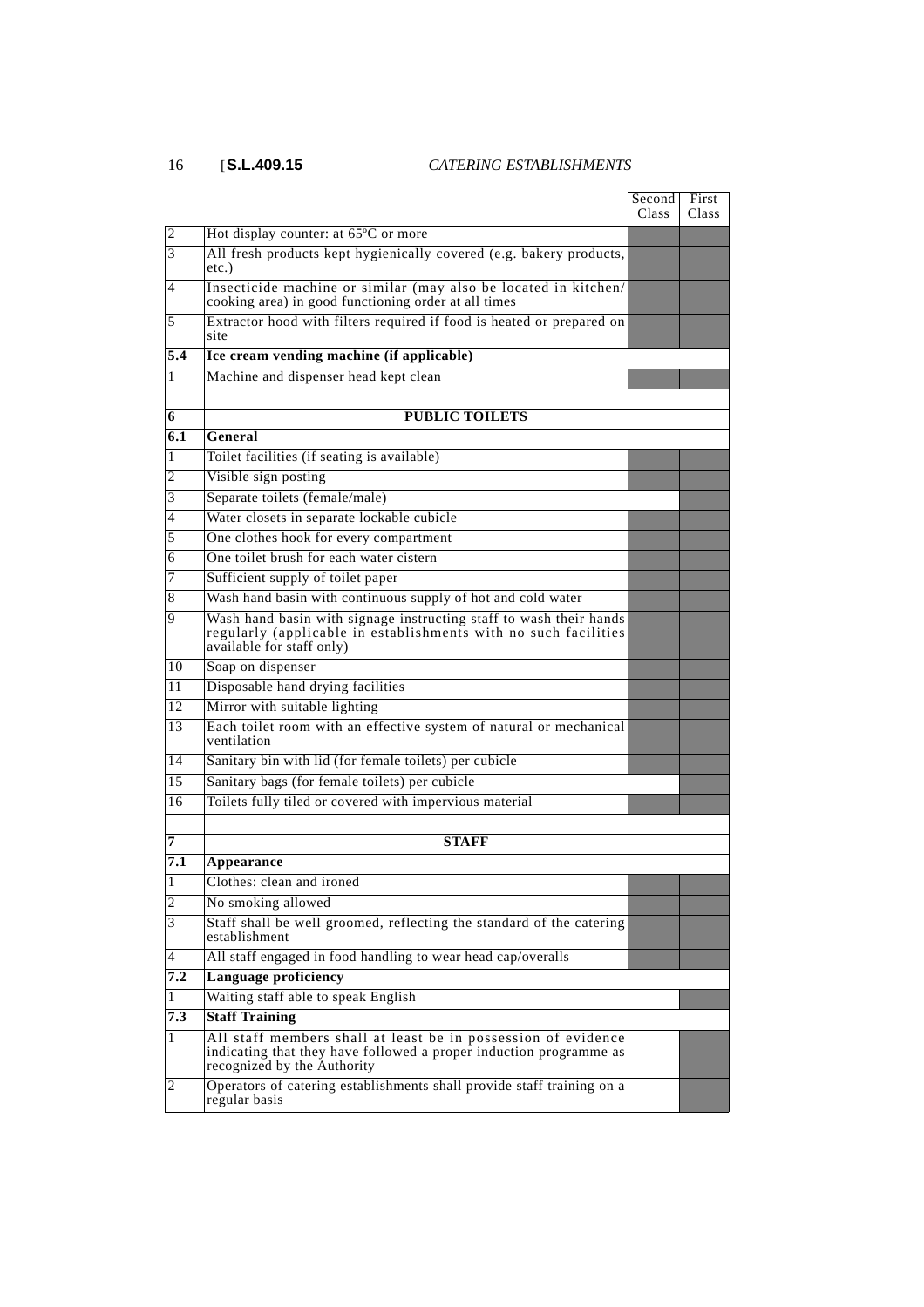| | | Second Class | First Class |
|---|---|---|---|
| 2 | Hot display counter: at 65ºC or more | | |
| 3 | All fresh products kept hygienically covered (e.g. bakery products, etc.) | | |
| 4 | Insecticide machine or similar (may also be located in kitchen/ cooking area) in good functioning order at all times | | |
| 5 | Extractor hood with filters required if food is heated or prepared on site | | |
| **5.4** | **Ice cream vending machine (if applicable)** | | |
| 1 | Machine and dispenser head kept clean | | |
| | | | |
| **6** | **PUBLIC TOILETS** | | |
| **6.1** | **General** | | |
| 1 | Toilet facilities (if seating is available) | | |
| 2 | Visible sign posting | | |
| 3 | Separate toilets (female/male) | | |
| 4 | Water closets in separate lockable cubicle | | |
| 5 | One clothes hook for every compartment | | |
| 6 | One toilet brush for each water cistern | | |
| 7 | Sufficient supply of toilet paper | | |
| 8 | Wash hand basin with continuous supply of hot and cold water | | |
| 9 | Wash hand basin with signage instructing staff to wash their hands regularly (applicable in establishments with no such facilities available for staff only) | | |
| 10 | Soap on dispenser | | |
| 11 | Disposable hand drying facilities | | |
| 12 | Mirror with suitable lighting | | |
| 13 | Each toilet room with an effective system of natural or mechanical ventilation | | |
| 14 | Sanitary bin with lid (for female toilets) per cubicle | | |
| 15 | Sanitary bags (for female toilets) per cubicle | | |
| 16 | Toilets fully tiled or covered with impervious material | | |
| | | | |
| **7** | **STAFF** | | |
| **7.1** | **Appearance** | | |
| 1 | Clothes: clean and ironed | | |
| 2 | No smoking allowed | | |
| 3 | Staff shall be well groomed, reflecting the standard of the catering establishment | | |
| 4 | All staff engaged in food handling to wear head cap/overalls | | |
| **7.2** | **Language proficiency** | | |
| 1 | Waiting staff able to speak English | | |
| **7.3** | **Staff Training** | | |
| 1 | All staff members shall at least be in possession of evidence indicating that they have followed a proper induction programme as recognized by the Authority | | |
| 2 | Operators of catering establishments shall provide staff training on a regular basis | | |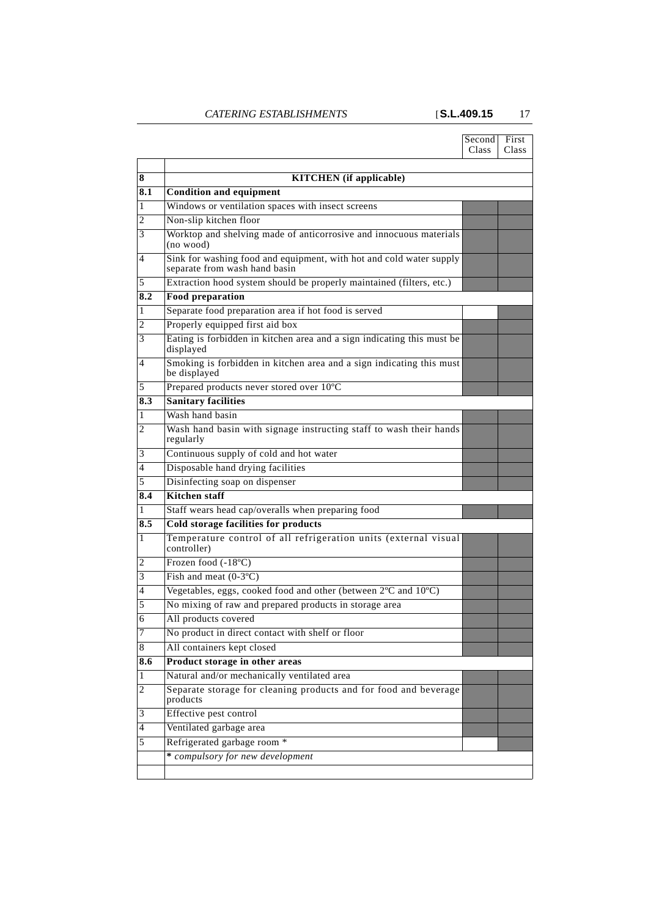| | | Second Class | First Class |
|---|---|---|---|
| **8** | **KITCHEN (if applicable)** | | |
| **8.1** | **Condition and equipment** | | |
| 1 | Windows or ventilation spaces with insect screens | ■ | ■ |
| 2 | Non-slip kitchen floor | ■ | ■ |
| 3 | Worktop and shelving made of anticorrosive and innocuous materials (no wood) | ■ | ■ |
| 4 | Sink for washing food and equipment, with hot and cold water supply separate from wash hand basin | ■ | ■ |
| 5 | Extraction hood system should be properly maintained (filters, etc.) | ■ | ■ |
| **8.2** | **Food preparation** | | |
| 1 | Separate food preparation area if hot food is served | | ■ |
| 2 | Properly equipped first aid box | ■ | ■ |
| 3 | Eating is forbidden in kitchen area and a sign indicating this must be displayed | ■ | ■ |
| 4 | Smoking is forbidden in kitchen area and a sign indicating this must be displayed | ■ | ■ |
| 5 | Prepared products never stored over 10ºC | ■ | ■ |
| **8.3** | **Sanitary facilities** | | |
| 1 | Wash hand basin | ■ | ■ |
| 2 | Wash hand basin with signage instructing staff to wash their hands regularly | ■ | ■ |
| 3 | Continuous supply of cold and hot water | ■ | ■ |
| 4 | Disposable hand drying facilities | ■ | ■ |
| 5 | Disinfecting soap on dispenser | ■ | ■ |
| **8.4** | **Kitchen staff** | | |
| 1 | Staff wears head cap/overalls when preparing food | ■ | ■ |
| **8.5** | **Cold storage facilities for products** | | |
| 1 | Temperature control of all refrigeration units (external visual controller) | ■ | ■ |
| 2 | Frozen food (-18ºC) | ■ | ■ |
| 3 | Fish and meat (0-3ºC) | ■ | ■ |
| 4 | Vegetables, eggs, cooked food and other (between 2ºC and 10ºC) | ■ | ■ |
| 5 | No mixing of raw and prepared products in storage area | ■ | ■ |
| 6 | All products covered | ■ | ■ |
| 7 | No product in direct contact with shelf or floor | ■ | ■ |
| 8 | All containers kept closed | ■ | ■ |
| **8.6** | **Product storage in other areas** | | |
| 1 | Natural and/or mechanically ventilated area | ■ | ■ |
| 2 | Separate storage for cleaning products and for food and beverage products | ■ | ■ |
| 3 | Effective pest control | ■ | ■ |
| 4 | Ventilated garbage area | ■ | ■ |
| 5 | Refrigerated garbage room * | | ■ |
| | * *compulsory for new development* | | |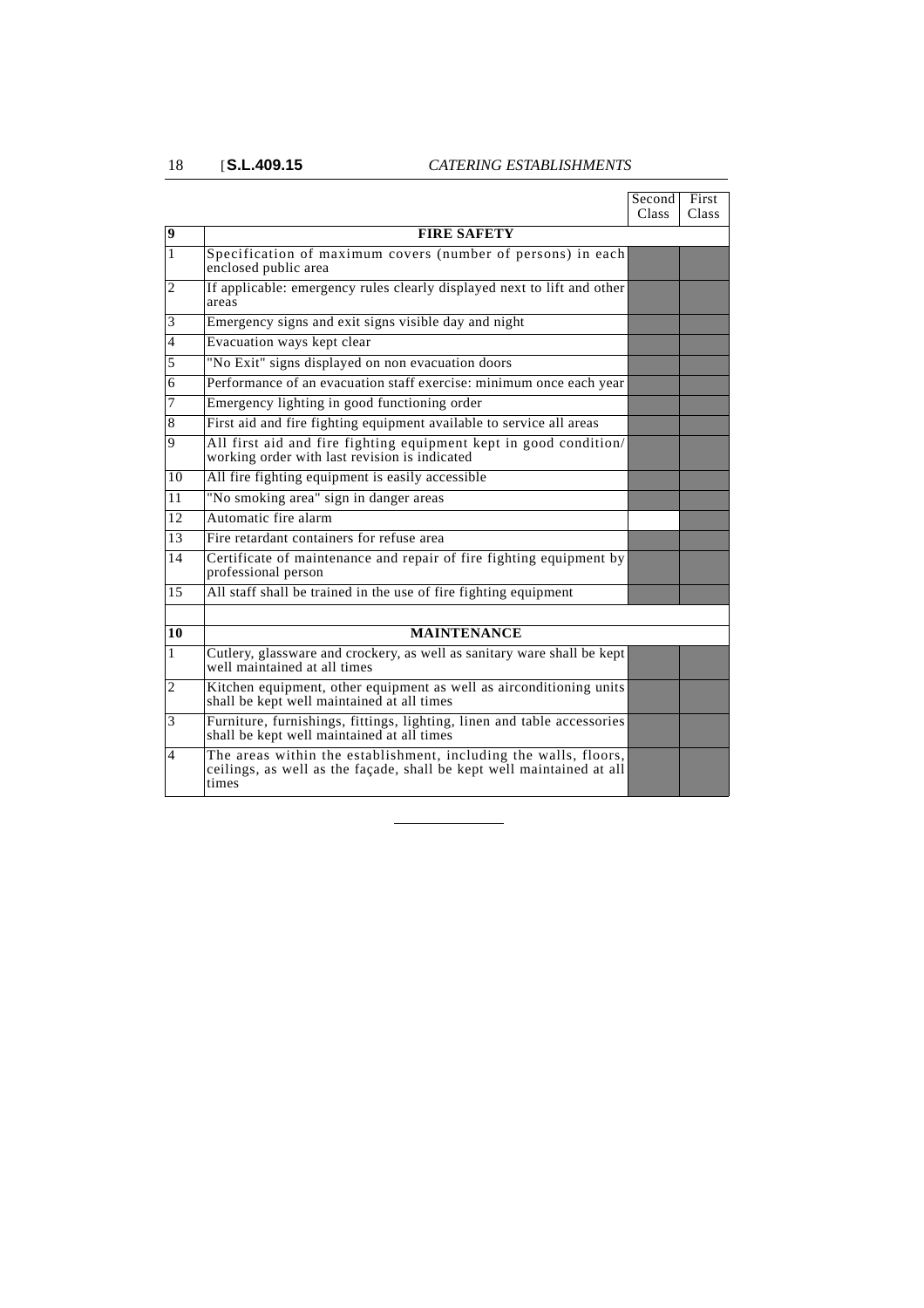| | | Second Class | First Class |
|---|---|---|---|
| **9** | **FIRE SAFETY** | | |
| 1 | Specification of maximum covers (number of persons) in each enclosed public area | ■ | ■ |
| 2 | If applicable: emergency rules clearly displayed next to lift and other areas | ■ | ■ |
| 3 | Emergency signs and exit signs visible day and night | ■ | ■ |
| 4 | Evacuation ways kept clear | ■ | ■ |
| 5 | "No Exit" signs displayed on non evacuation doors | ■ | ■ |
| 6 | Performance of an evacuation staff exercise: minimum once each year | ■ | ■ |
| 7 | Emergency lighting in good functioning order | ■ | ■ |
| 8 | First aid and fire fighting equipment available to service all areas | ■ | ■ |
| 9 | All first aid and fire fighting equipment kept in good condition/ working order with last revision is indicated | ■ | ■ |
| 10 | All fire fighting equipment is easily accessible | ■ | ■ |
| 11 | "No smoking area" sign in danger areas | ■ | ■ |
| 12 | Automatic fire alarm | | ■ |
| 13 | Fire retardant containers for refuse area | ■ | ■ |
| 14 | Certificate of maintenance and repair of fire fighting equipment by professional person | ■ | ■ |
| 15 | All staff shall be trained in the use of fire fighting equipment | ■ | ■ |
| | | | |
| **10** | **MAINTENANCE** | | |
| 1 | Cutlery, glassware and crockery, as well as sanitary ware shall be kept well maintained at all times | ■ | ■ |
| 2 | Kitchen equipment, other equipment as well as airconditioning units shall be kept well maintained at all times | ■ | ■ |
| 3 | Furniture, furnishings, fittings, lighting, linen and table accessories shall be kept well maintained at all times | ■ | ■ |
| 4 | The areas within the establishment, including the walls, floors, ceilings, as well as the façade, shall be kept well maintained at all times | ■ | ■ |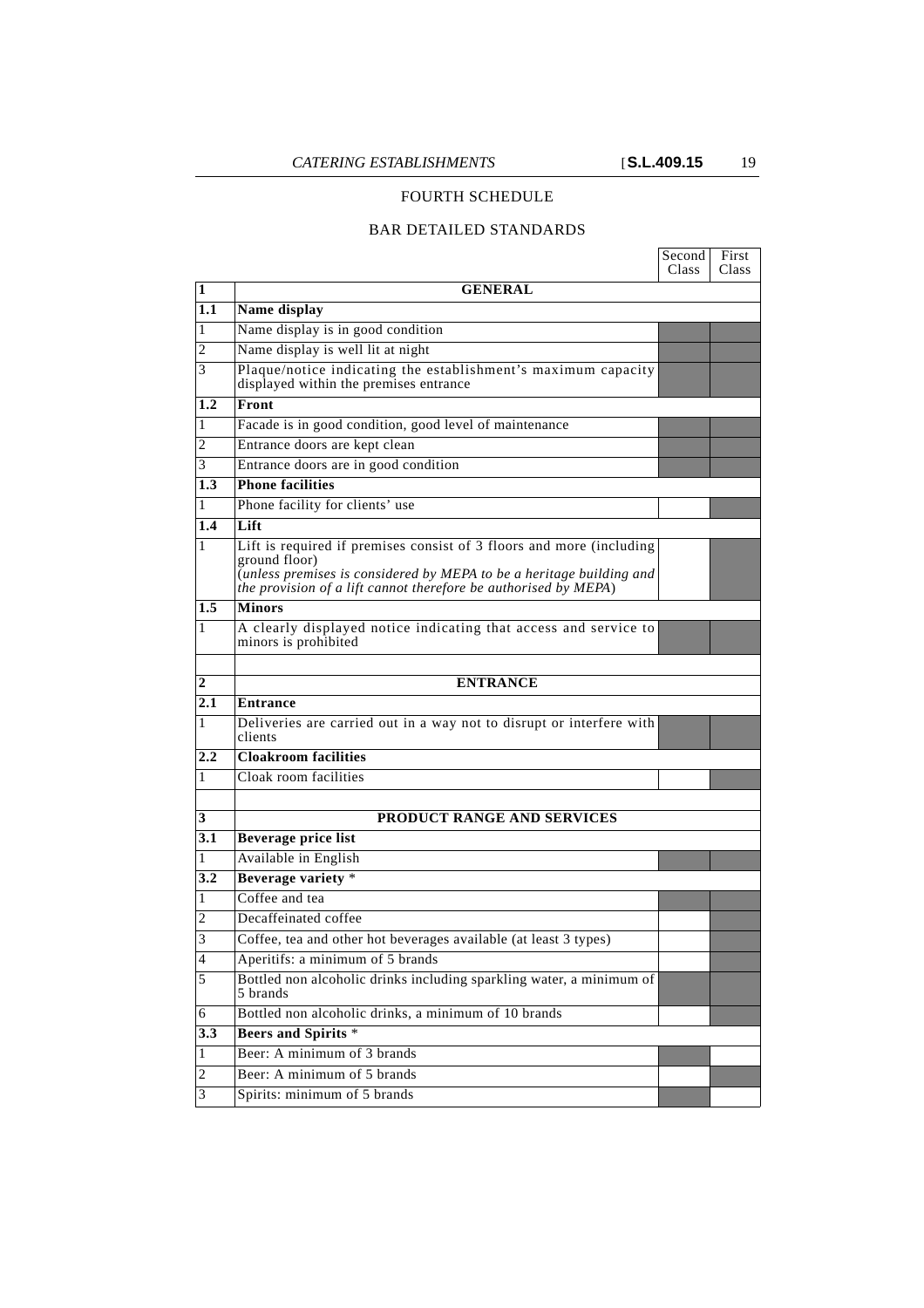## FOURTH SCHEDULE

### BAR DETAILED STANDARDS

| | | Second Class | First Class |
|---|---|---|---|
| **1** | **GENERAL** | | |
| **1.1** | **Name display** | | |
| 1 | Name display is in good condition | ■ | ■ |
| 2 | Name display is well lit at night | ■ | ■ |
| 3 | Plaque/notice indicating the establishment's maximum capacity displayed within the premises entrance | ■ | ■ |
| **1.2** | **Front** | | |
| 1 | Facade is in good condition, good level of maintenance | ■ | ■ |
| 2 | Entrance doors are kept clean | ■ | ■ |
| 3 | Entrance doors are in good condition | ■ | ■ |
| **1.3** | **Phone facilities** | | |
| 1 | Phone facility for clients' use | | ■ |
| **1.4** | **Lift** | | |
| 1 | Lift is required if premises consist of 3 floors and more (including ground floor) (*unless premises is considered by MEPA to be a heritage building and the provision of a lift cannot therefore be authorised by MEPA*) | | ■ |
| **1.5** | **Minors** | | |
| 1 | A clearly displayed notice indicating that access and service to minors is prohibited | ■ | ■ |
| | | | |
| **2** | **ENTRANCE** | | |
| **2.1** | **Entrance** | | |
| 1 | Deliveries are carried out in a way not to disrupt or interfere with clients | ■ | ■ |
| **2.2** | **Cloakroom facilities** | | |
| 1 | Cloak room facilities | | ■ |
| | | | |
| **3** | **PRODUCT RANGE AND SERVICES** | | |
| **3.1** | **Beverage price list** | | |
| 1 | Available in English | ■ | ■ |
| **3.2** | **Beverage variety** * | | |
| 1 | Coffee and tea | ■ | ■ |
| 2 | Decaffeinated coffee | | ■ |
| 3 | Coffee, tea and other hot beverages available (at least 3 types) | | ■ |
| 4 | Aperitifs: a minimum of 5 brands | | ■ |
| 5 | Bottled non alcoholic drinks including sparkling water, a minimum of 5 brands | ■ | ■ |
| 6 | Bottled non alcoholic drinks, a minimum of 10 brands | | ■ |
| **3.3** | **Beers and Spirits** * | | |
| 1 | Beer: A minimum of 3 brands | ■ | |
| 2 | Beer: A minimum of 5 brands | | ■ |
| 3 | Spirits: minimum of 5 brands | ■ | |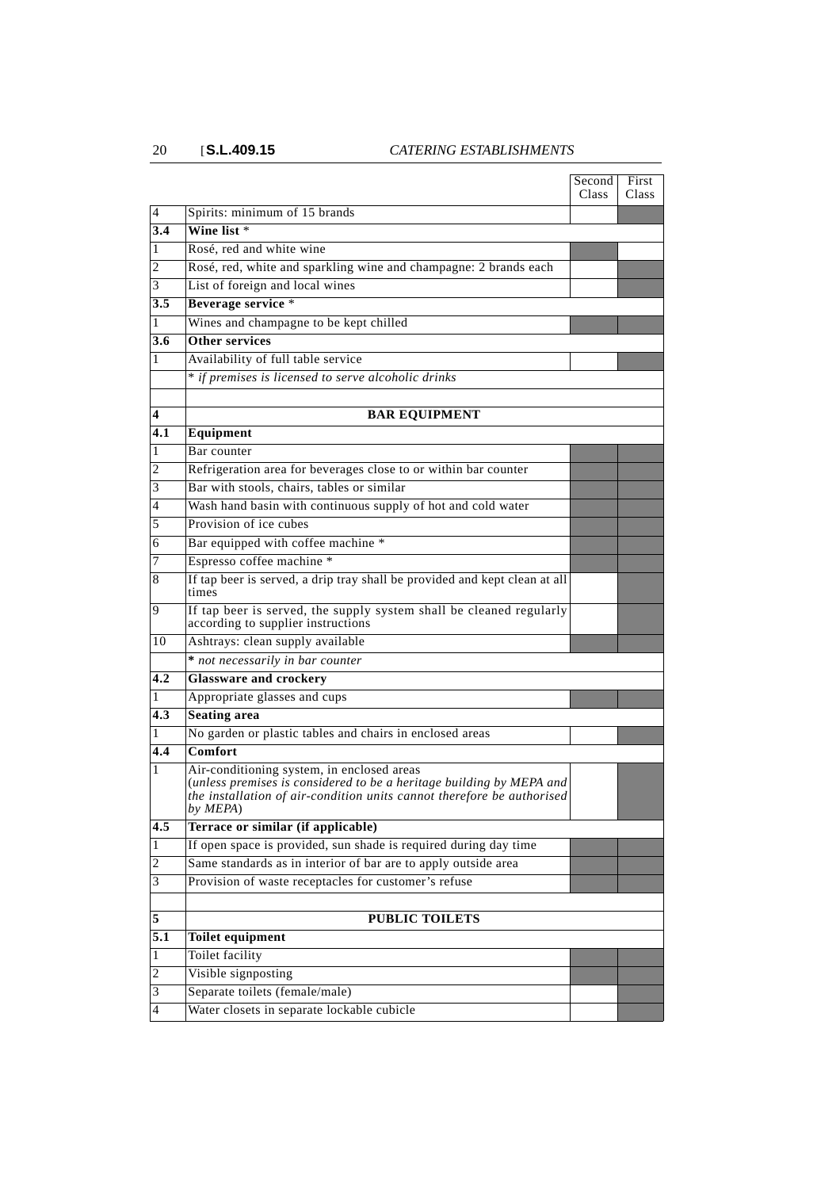| | | Second Class | First Class |
|---|---|---|---|
| 4 | Spirits: minimum of 15 brands | | ■ |
| **3.4** | **Wine list** * | | |
| 1 | Rosé, red and white wine | ■ | |
| 2 | Rosé, red, white and sparkling wine and champagne: 2 brands each | | ■ |
| 3 | List of foreign and local wines | | ■ |
| **3.5** | **Beverage service** * | | |
| 1 | Wines and champagne to be kept chilled | ■ | ■ |
| **3.6** | **Other services** | | |
| 1 | Availability of full table service | | ■ |
| | * *if premises is licensed to serve alcoholic drinks* | | |
| | | | |
| **4** | **BAR EQUIPMENT** | | |
| **4.1** | **Equipment** | | |
| 1 | Bar counter | ■ | ■ |
| 2 | Refrigeration area for beverages close to or within bar counter | ■ | ■ |
| 3 | Bar with stools, chairs, tables or similar | ■ | ■ |
| 4 | Wash hand basin with continuous supply of hot and cold water | ■ | ■ |
| 5 | Provision of ice cubes | ■ | ■ |
| 6 | Bar equipped with coffee machine * | ■ | ■ |
| 7 | Espresso coffee machine * | ■ | ■ |
| 8 | If tap beer is served, a drip tray shall be provided and kept clean at all times | | ■ |
| 9 | If tap beer is served, the supply system shall be cleaned regularly according to supplier instructions | | ■ |
| 10 | Ashtrays: clean supply available | ■ | ■ |
| | * *not necessarily in bar counter* | | |
| **4.2** | **Glassware and crockery** | | |
| 1 | Appropriate glasses and cups | ■ | ■ |
| **4.3** | **Seating area** | | |
| 1 | No garden or plastic tables and chairs in enclosed areas | | ■ |
| **4.4** | **Comfort** | | |
| 1 | Air-conditioning system, in enclosed areas (*unless premises is considered to be a heritage building by MEPA and the installation of air-condition units cannot therefore be authorised by MEPA*) | | ■ |
| **4.5** | **Terrace or similar (if applicable)** | | |
| 1 | If open space is provided, sun shade is required during day time | ■ | ■ |
| 2 | Same standards as in interior of bar are to apply outside area | ■ | ■ |
| 3 | Provision of waste receptacles for customer's refuse | ■ | ■ |
| | | | |
| **5** | **PUBLIC TOILETS** | | |
| **5.1** | **Toilet equipment** | | |
| 1 | Toilet facility | ■ | ■ |
| 2 | Visible signposting | ■ | ■ |
| 3 | Separate toilets (female/male) | | ■ |
| 4 | Water closets in separate lockable cubicle | | ■ |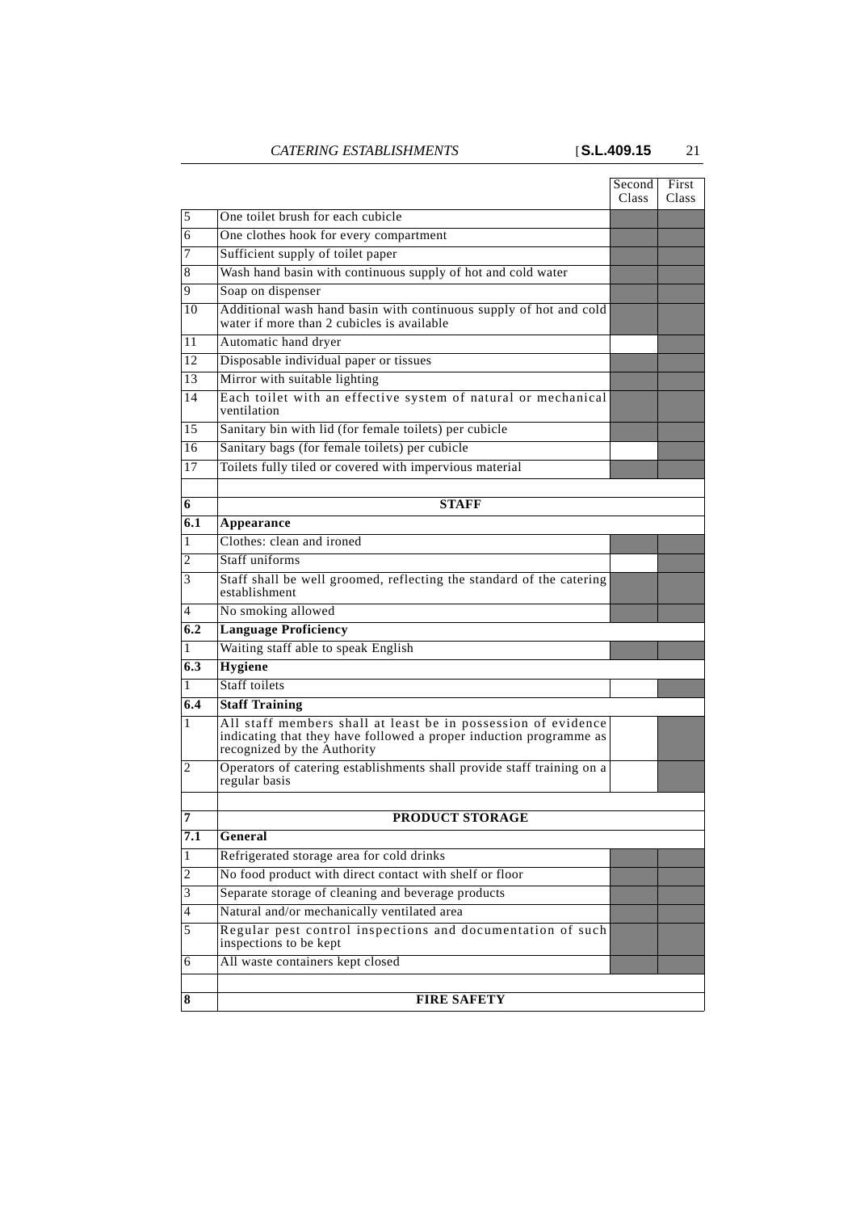| | | Second Class | First Class |
|---|---|---|---|
| 5 | One toilet brush for each cubicle | ■ | ■ |
| 6 | One clothes hook for every compartment | ■ | ■ |
| 7 | Sufficient supply of toilet paper | ■ | ■ |
| 8 | Wash hand basin with continuous supply of hot and cold water | ■ | ■ |
| 9 | Soap on dispenser | ■ | ■ |
| 10 | Additional wash hand basin with continuous supply of hot and cold water if more than 2 cubicles is available | ■ | ■ |
| 11 | Automatic hand dryer | | ■ |
| 12 | Disposable individual paper or tissues | ■ | ■ |
| 13 | Mirror with suitable lighting | ■ | ■ |
| 14 | Each toilet with an effective system of natural or mechanical ventilation | ■ | ■ |
| 15 | Sanitary bin with lid (for female toilets) per cubicle | ■ | ■ |
| 16 | Sanitary bags (for female toilets) per cubicle | | ■ |
| 17 | Toilets fully tiled or covered with impervious material | ■ | ■ |
| | | | |
| **6** | **STAFF** | | |
| **6.1** | **Appearance** | | |
| 1 | Clothes: clean and ironed | ■ | ■ |
| 2 | Staff uniforms | | ■ |
| 3 | Staff shall be well groomed, reflecting the standard of the catering establishment | ■ | ■ |
| 4 | No smoking allowed | ■ | ■ |
| **6.2** | **Language Proficiency** | | |
| 1 | Waiting staff able to speak English | ■ | ■ |
| **6.3** | **Hygiene** | | |
| 1 | Staff toilets | | ■ |
| **6.4** | **Staff Training** | | |
| 1 | All staff members shall at least be in possession of evidence indicating that they have followed a proper induction programme as recognized by the Authority | | ■ |
| 2 | Operators of catering establishments shall provide staff training on a regular basis | | ■ |
| | | | |
| **7** | **PRODUCT STORAGE** | | |
| **7.1** | **General** | | |
| 1 | Refrigerated storage area for cold drinks | ■ | ■ |
| 2 | No food product with direct contact with shelf or floor | ■ | ■ |
| 3 | Separate storage of cleaning and beverage products | ■ | ■ |
| 4 | Natural and/or mechanically ventilated area | ■ | ■ |
| 5 | Regular pest control inspections and documentation of such inspections to be kept | ■ | ■ |
| 6 | All waste containers kept closed | ■ | ■ |
| | | | |
| **8** | **FIRE SAFETY** | | |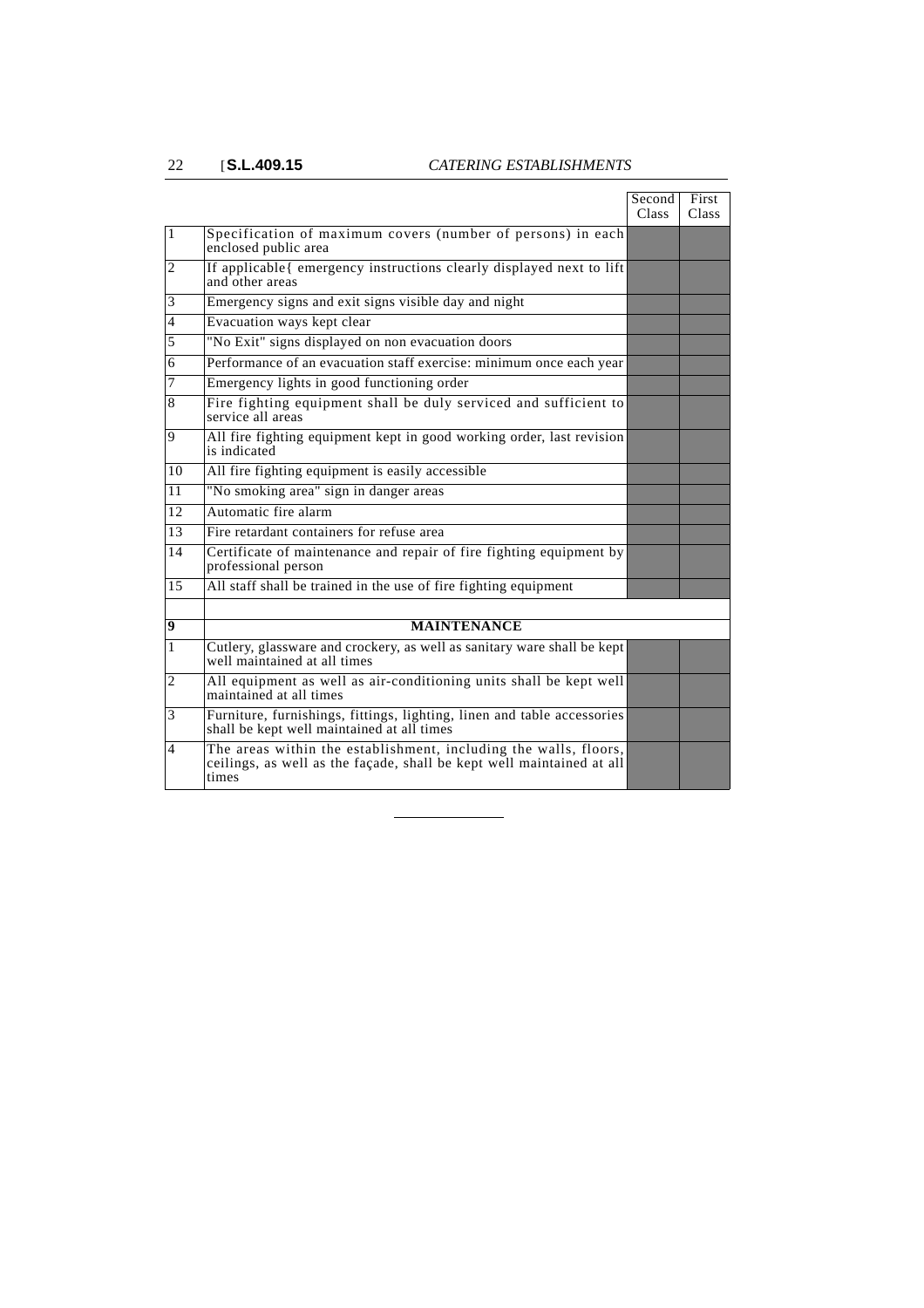| | | Second Class | First Class |
|---|---|---|---|
| 1 | Specification of maximum covers (number of persons) in each enclosed public area | | |
| 2 | If applicable{ emergency instructions clearly displayed next to lift and other areas | | |
| 3 | Emergency signs and exit signs visible day and night | | |
| 4 | Evacuation ways kept clear | | |
| 5 | "No Exit" signs displayed on non evacuation doors | | |
| 6 | Performance of an evacuation staff exercise: minimum once each year | | |
| 7 | Emergency lights in good functioning order | | |
| 8 | Fire fighting equipment shall be duly serviced and sufficient to service all areas | | |
| 9 | All fire fighting equipment kept in good working order, last revision is indicated | | |
| 10 | All fire fighting equipment is easily accessible | | |
| 11 | "No smoking area" sign in danger areas | | |
| 12 | Automatic fire alarm | | |
| 13 | Fire retardant containers for refuse area | | |
| 14 | Certificate of maintenance and repair of fire fighting equipment by professional person | | |
| 15 | All staff shall be trained in the use of fire fighting equipment | | |
| | | | |
| **9** | **MAINTENANCE** | | |
| 1 | Cutlery, glassware and crockery, as well as sanitary ware shall be kept well maintained at all times | | |
| 2 | All equipment as well as air-conditioning units shall be kept well maintained at all times | | |
| 3 | Furniture, furnishings, fittings, lighting, linen and table accessories shall be kept well maintained at all times | | |
| 4 | The areas within the establishment, including the walls, floors, ceilings, as well as the façade, shall be kept well maintained at all times | | |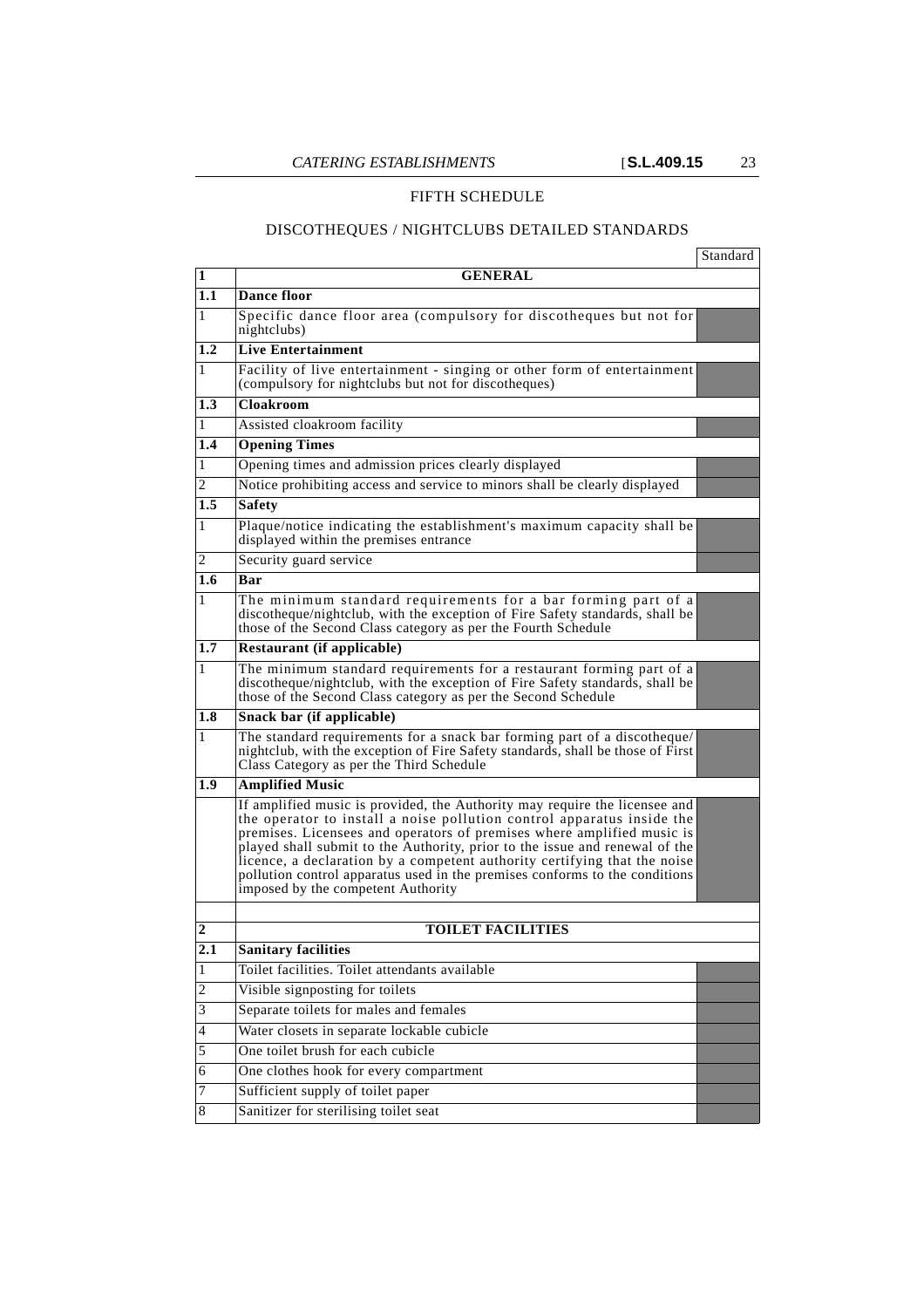# FIFTH SCHEDULE

## DISCOTHEQUES / NIGHTCLUBS DETAILED STANDARDS

| | | Standard |
|---|---|---|
| **1** | **GENERAL** | |
| **1.1** | **Dance floor** | |
| 1 | Specific dance floor area (compulsory for discotheques but not for nightclubs) | |
| **1.2** | **Live Entertainment** | |
| 1 | Facility of live entertainment - singing or other form of entertainment (compulsory for nightclubs but not for discotheques) | |
| **1.3** | **Cloakroom** | |
| 1 | Assisted cloakroom facility | |
| **1.4** | **Opening Times** | |
| 1 | Opening times and admission prices clearly displayed | |
| 2 | Notice prohibiting access and service to minors shall be clearly displayed | |
| **1.5** | **Safety** | |
| 1 | Plaque/notice indicating the establishment's maximum capacity shall be displayed within the premises entrance | |
| 2 | Security guard service | |
| **1.6** | **Bar** | |
| 1 | The minimum standard requirements for a bar forming part of a discotheque/nightclub, with the exception of Fire Safety standards, shall be those of the Second Class category as per the Fourth Schedule | |
| **1.7** | **Restaurant (if applicable)** | |
| 1 | The minimum standard requirements for a restaurant forming part of a discotheque/nightclub, with the exception of Fire Safety standards, shall be those of the Second Class category as per the Second Schedule | |
| **1.8** | **Snack bar (if applicable)** | |
| 1 | The standard requirements for a snack bar forming part of a discotheque/nightclub, with the exception of Fire Safety standards, shall be those of First Class Category as per the Third Schedule | |
| **1.9** | **Amplified Music** | |
| | If amplified music is provided, the Authority may require the licensee and the operator to install a noise pollution control apparatus inside the premises. Licensees and operators of premises where amplified music is played shall submit to the Authority, prior to the issue and renewal of the licence, a declaration by a competent authority certifying that the noise pollution control apparatus used in the premises conforms to the conditions imposed by the competent Authority | |
| | | |
| **2** | **TOILET FACILITIES** | |
| **2.1** | **Sanitary facilities** | |
| 1 | Toilet facilities. Toilet attendants available | |
| 2 | Visible signposting for toilets | |
| 3 | Separate toilets for males and females | |
| 4 | Water closets in separate lockable cubicle | |
| 5 | One toilet brush for each cubicle | |
| 6 | One clothes hook for every compartment | |
| 7 | Sufficient supply of toilet paper | |
| 8 | Sanitizer for sterilising toilet seat | |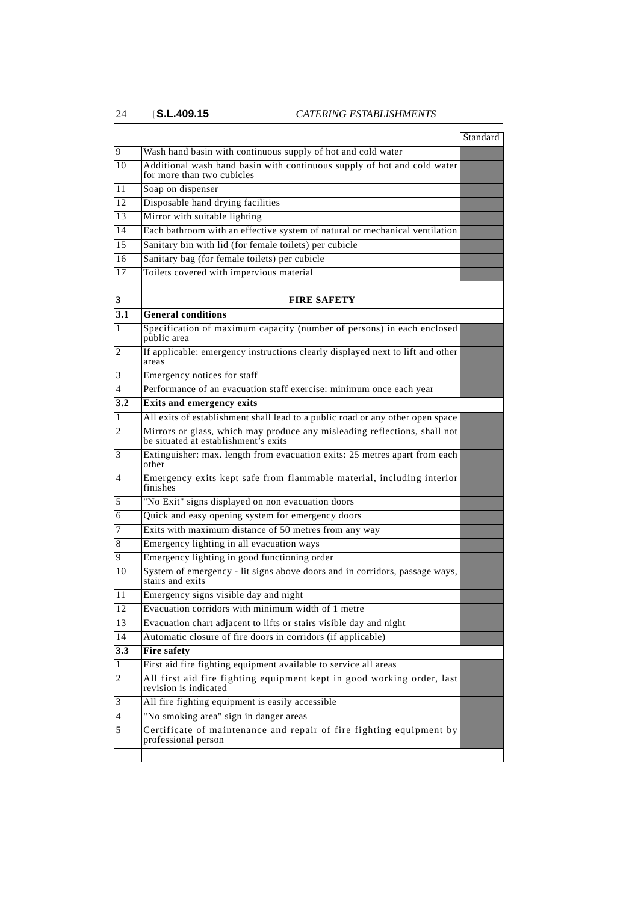| | | Standard |
|---|---|---|
| 9 | Wash hand basin with continuous supply of hot and cold water | |
| 10 | Additional wash hand basin with continuous supply of hot and cold water for more than two cubicles | |
| 11 | Soap on dispenser | |
| 12 | Disposable hand drying facilities | |
| 13 | Mirror with suitable lighting | |
| 14 | Each bathroom with an effective system of natural or mechanical ventilation | |
| 15 | Sanitary bin with lid (for female toilets) per cubicle | |
| 16 | Sanitary bag (for female toilets) per cubicle | |
| 17 | Toilets covered with impervious material | |
| | | |
| **3** | **FIRE SAFETY** | |
| **3.1** | **General conditions** | |
| 1 | Specification of maximum capacity (number of persons) in each enclosed public area | |
| 2 | If applicable: emergency instructions clearly displayed next to lift and other areas | |
| 3 | Emergency notices for staff | |
| 4 | Performance of an evacuation staff exercise: minimum once each year | |
| **3.2** | **Exits and emergency exits** | |
| 1 | All exits of establishment shall lead to a public road or any other open space | |
| 2 | Mirrors or glass, which may produce any misleading reflections, shall not be situated at establishment's exits | |
| 3 | Extinguisher: max. length from evacuation exits: 25 metres apart from each other | |
| 4 | Emergency exits kept safe from flammable material, including interior finishes | |
| 5 | "No Exit" signs displayed on non evacuation doors | |
| 6 | Quick and easy opening system for emergency doors | |
| 7 | Exits with maximum distance of 50 metres from any way | |
| 8 | Emergency lighting in all evacuation ways | |
| 9 | Emergency lighting in good functioning order | |
| 10 | System of emergency - lit signs above doors and in corridors, passage ways, stairs and exits | |
| 11 | Emergency signs visible day and night | |
| 12 | Evacuation corridors with minimum width of 1 metre | |
| 13 | Evacuation chart adjacent to lifts or stairs visible day and night | |
| 14 | Automatic closure of fire doors in corridors (if applicable) | |
| **3.3** | **Fire safety** | |
| 1 | First aid fire fighting equipment available to service all areas | |
| 2 | All first aid fire fighting equipment kept in good working order, last revision is indicated | |
| 3 | All fire fighting equipment is easily accessible | |
| 4 | "No smoking area" sign in danger areas | |
| 5 | Certificate of maintenance and repair of fire fighting equipment by professional person | |
| | | |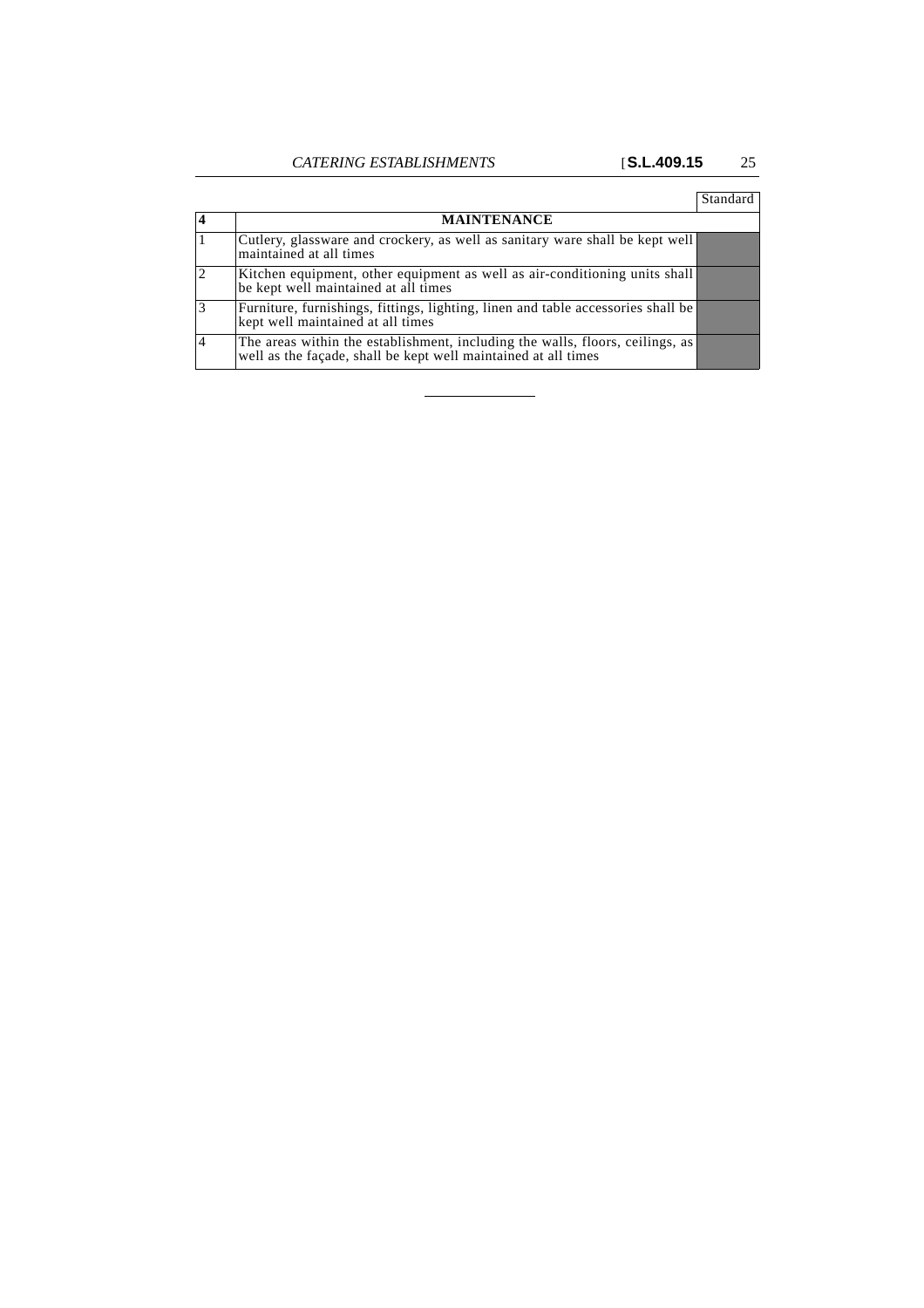| | | Standard |
|---|---|---|
| **4** | **MAINTENANCE** | |
| 1 | Cutlery, glassware and crockery, as well as sanitary ware shall be kept well maintained at all times | |
| 2 | Kitchen equipment, other equipment as well as air-conditioning units shall be kept well maintained at all times | |
| 3 | Furniture, furnishings, fittings, lighting, linen and table accessories shall be kept well maintained at all times | |
| 4 | The areas within the establishment, including the walls, floors, ceilings, as well as the façade, shall be kept well maintained at all times | |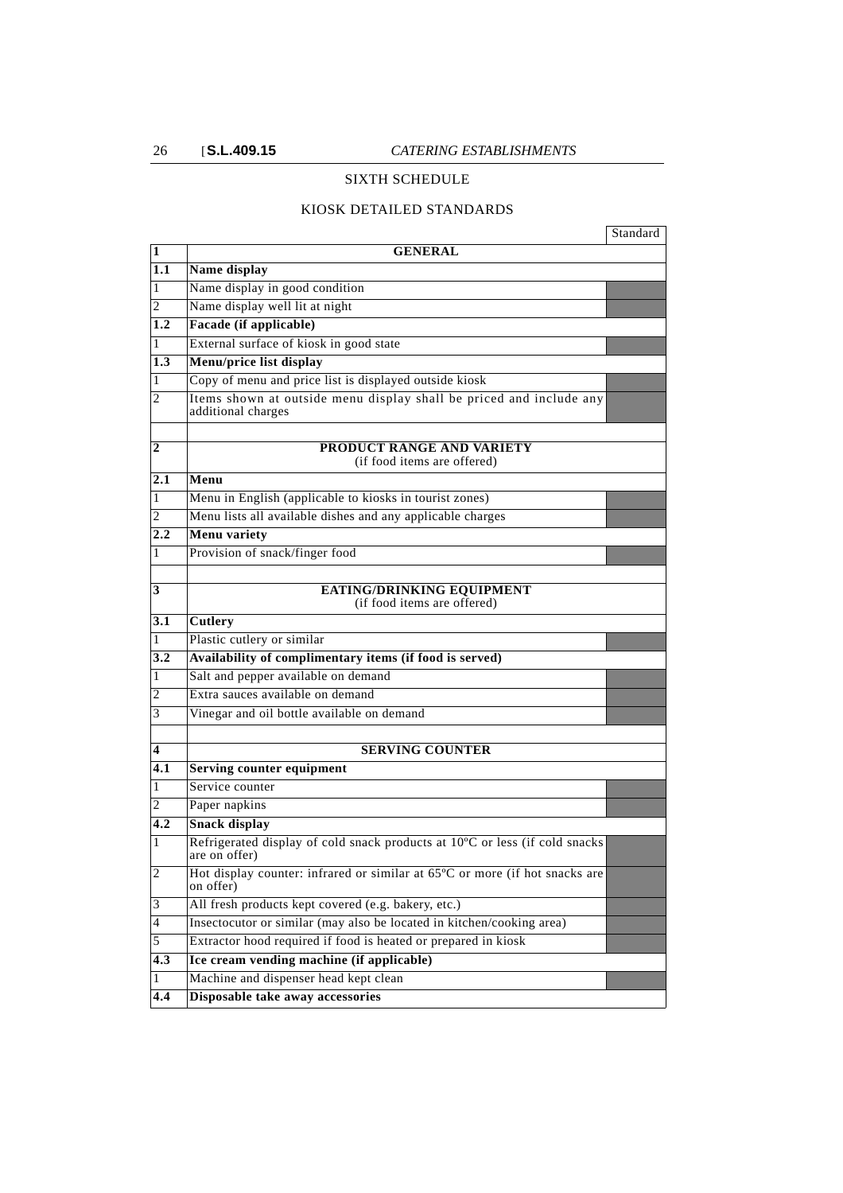## SIXTH SCHEDULE

### KIOSK DETAILED STANDARDS

| | | Standard |
|---|---|---|
| **1** | **GENERAL** | |
| **1.1** | **Name display** | |
| 1 | Name display in good condition | |
| 2 | Name display well lit at night | |
| **1.2** | **Facade (if applicable)** | |
| 1 | External surface of kiosk in good state | |
| **1.3** | **Menu/price list display** | |
| 1 | Copy of menu and price list is displayed outside kiosk | |
| 2 | Items shown at outside menu display shall be priced and include any additional charges | |
| | | |
| **2** | **PRODUCT RANGE AND VARIETY** (if food items are offered) | |
| **2.1** | **Menu** | |
| 1 | Menu in English (applicable to kiosks in tourist zones) | |
| 2 | Menu lists all available dishes and any applicable charges | |
| **2.2** | **Menu variety** | |
| 1 | Provision of snack/finger food | |
| | | |
| **3** | **EATING/DRINKING EQUIPMENT** (if food items are offered) | |
| **3.1** | **Cutlery** | |
| 1 | Plastic cutlery or similar | |
| **3.2** | **Availability of complimentary items (if food is served)** | |
| 1 | Salt and pepper available on demand | |
| 2 | Extra sauces available on demand | |
| 3 | Vinegar and oil bottle available on demand | |
| | | |
| **4** | **SERVING COUNTER** | |
| **4.1** | **Serving counter equipment** | |
| 1 | Service counter | |
| 2 | Paper napkins | |
| **4.2** | **Snack display** | |
| 1 | Refrigerated display of cold snack products at 10ºC or less (if cold snacks are on offer) | |
| 2 | Hot display counter: infrared or similar at 65ºC or more (if hot snacks are on offer) | |
| 3 | All fresh products kept covered (e.g. bakery, etc.) | |
| 4 | Insectocutor or similar (may also be located in kitchen/cooking area) | |
| 5 | Extractor hood required if food is heated or prepared in kiosk | |
| **4.3** | **Ice cream vending machine (if applicable)** | |
| 1 | Machine and dispenser head kept clean | |
| **4.4** | **Disposable take away accessories** | |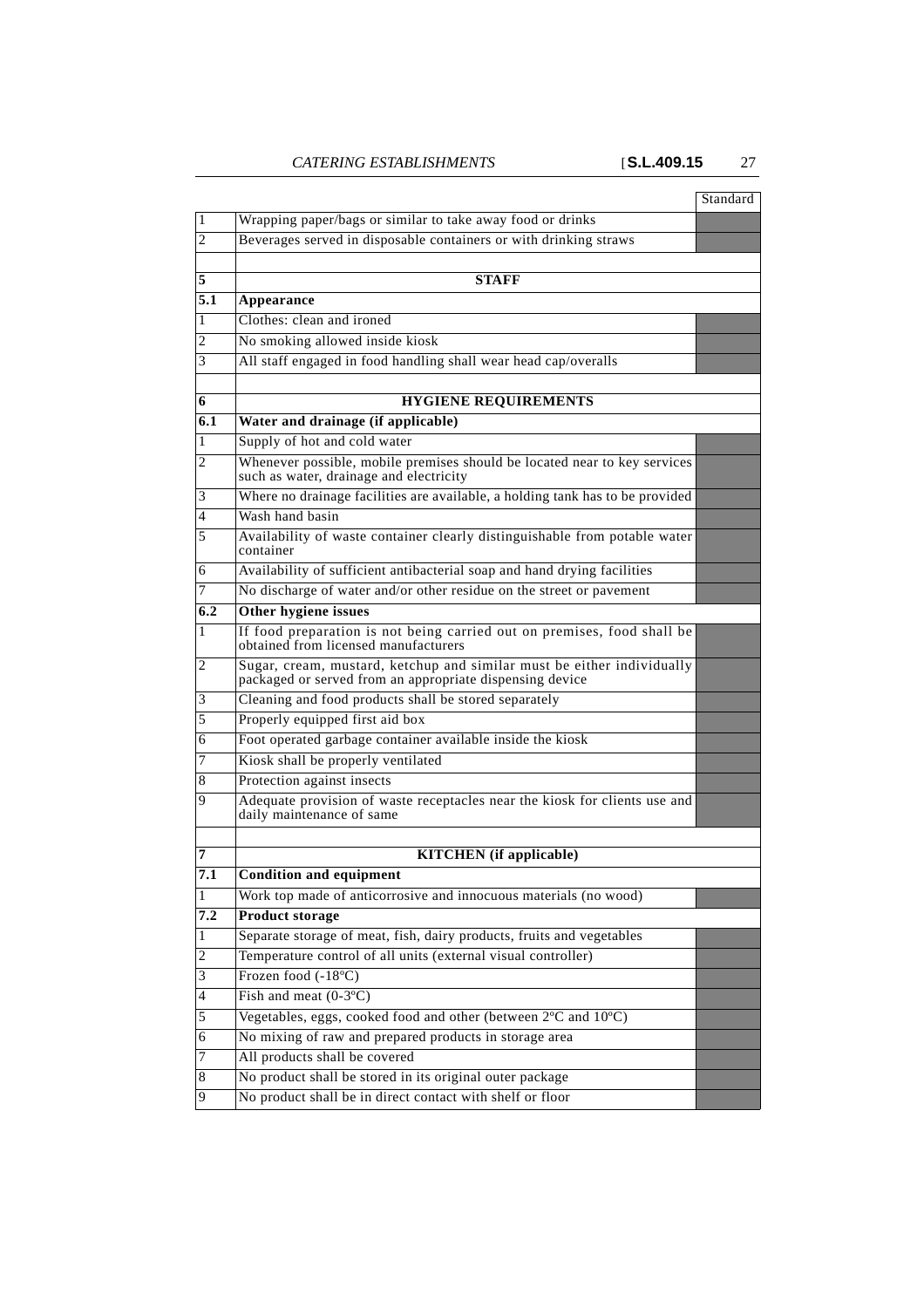| | | Standard |
|---|---|---|
| 1 | Wrapping paper/bags or similar to take away food or drinks | |
| 2 | Beverages served in disposable containers or with drinking straws | |
| | | |
| **5** | **STAFF** | |
| **5.1** | **Appearance** | |
| 1 | Clothes: clean and ironed | |
| 2 | No smoking allowed inside kiosk | |
| 3 | All staff engaged in food handling shall wear head cap/overalls | |
| | | |
| **6** | **HYGIENE REQUIREMENTS** | |
| **6.1** | **Water and drainage (if applicable)** | |
| 1 | Supply of hot and cold water | |
| 2 | Whenever possible, mobile premises should be located near to key services such as water, drainage and electricity | |
| 3 | Where no drainage facilities are available, a holding tank has to be provided | |
| 4 | Wash hand basin | |
| 5 | Availability of waste container clearly distinguishable from potable water container | |
| 6 | Availability of sufficient antibacterial soap and hand drying facilities | |
| 7 | No discharge of water and/or other residue on the street or pavement | |
| **6.2** | **Other hygiene issues** | |
| 1 | If food preparation is not being carried out on premises, food shall be obtained from licensed manufacturers | |
| 2 | Sugar, cream, mustard, ketchup and similar must be either individually packaged or served from an appropriate dispensing device | |
| 3 | Cleaning and food products shall be stored separately | |
| 5 | Properly equipped first aid box | |
| 6 | Foot operated garbage container available inside the kiosk | |
| 7 | Kiosk shall be properly ventilated | |
| 8 | Protection against insects | |
| 9 | Adequate provision of waste receptacles near the kiosk for clients use and daily maintenance of same | |
| | | |
| **7** | **KITCHEN (if applicable)** | |
| **7.1** | **Condition and equipment** | |
| 1 | Work top made of anticorrosive and innocuous materials (no wood) | |
| **7.2** | **Product storage** | |
| 1 | Separate storage of meat, fish, dairy products, fruits and vegetables | |
| 2 | Temperature control of all units (external visual controller) | |
| 3 | Frozen food (-18ºC) | |
| 4 | Fish and meat (0-3ºC) | |
| 5 | Vegetables, eggs, cooked food and other (between 2ºC and 10ºC) | |
| 6 | No mixing of raw and prepared products in storage area | |
| 7 | All products shall be covered | |
| 8 | No product shall be stored in its original outer package | |
| 9 | No product shall be in direct contact with shelf or floor | |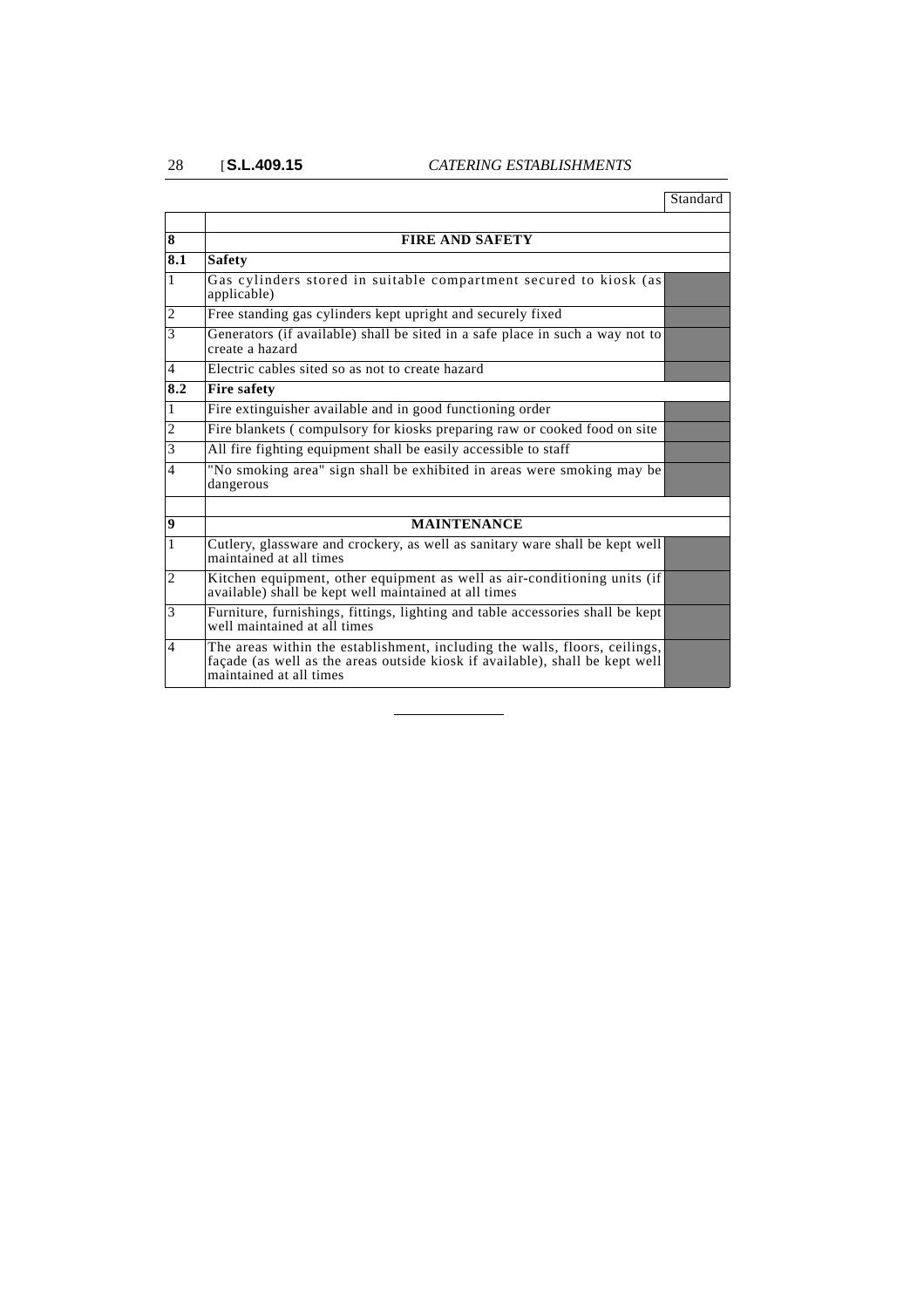| | | Standard |
|---|---|---|
| | | |
| **8** | **FIRE AND SAFETY** | |
| **8.1** | **Safety** | |
| 1 | Gas cylinders stored in suitable compartment secured to kiosk (as applicable) | |
| 2 | Free standing gas cylinders kept upright and securely fixed | |
| 3 | Generators (if available) shall be sited in a safe place in such a way not to create a hazard | |
| 4 | Electric cables sited so as not to create hazard | |
| **8.2** | **Fire safety** | |
| 1 | Fire extinguisher available and in good functioning order | |
| 2 | Fire blankets ( compulsory for kiosks preparing raw or cooked food on site | |
| 3 | All fire fighting equipment shall be easily accessible to staff | |
| 4 | "No smoking area" sign shall be exhibited in areas were smoking may be dangerous | |
| | | |
| **9** | **MAINTENANCE** | |
| 1 | Cutlery, glassware and crockery, as well as sanitary ware shall be kept well maintained at all times | |
| 2 | Kitchen equipment, other equipment as well as air-conditioning units (if available) shall be kept well maintained at all times | |
| 3 | Furniture, furnishings, fittings, lighting and table accessories shall be kept well maintained at all times | |
| 4 | The areas within the establishment, including the walls, floors, ceilings, façade (as well as the areas outside kiosk if available), shall be kept well maintained at all times | |